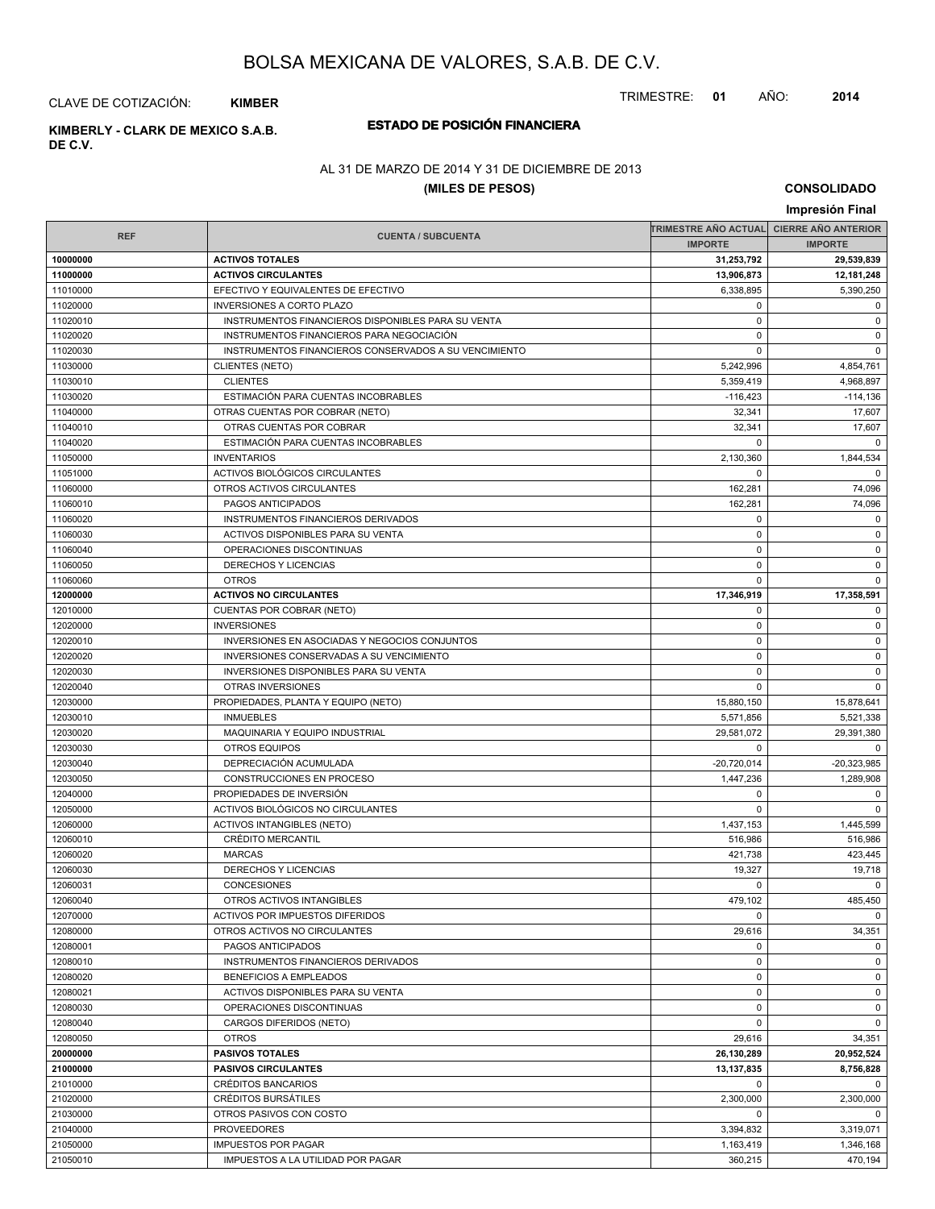# BOLSA MEXICANA DE VALORES, S.A.B. DE C.V.

CLAVE DE COTIZACIÓN: **KIMBER**

TRIMESTRE: **01** AÑO: **2014**

**KIMBERLY - CLARK DE MEXICO S.A.B. DE C.V.**

## ESTADO DE POSICIÓN FINANCIERA

AL 31 DE MARZO DE 2014 Y 31 DE DICIEMBRE DE 2013

**(MILES DE PESOS)**

**CONSOLIDADO**

**Impresión Final**

| REF | CUENTA / SUBCUENTA | TRIMESTRE AÑO ACTUAL | CIERRE AÑO ANTERIOR |
|---|---|---|---|
| | | IMPORTE | IMPORTE |
| **10000000** | **ACTIVOS TOTALES** | **31,253,792** | **29,539,839** |
| **11000000** | **ACTIVOS CIRCULANTES** | **13,906,873** | **12,181,248** |
| 11010000 | EFECTIVO Y EQUIVALENTES DE EFECTIVO | 6,338,895 | 5,390,250 |
| 11020000 | INVERSIONES A CORTO PLAZO | 0 | 0 |
| 11020010 | INSTRUMENTOS FINANCIEROS DISPONIBLES PARA SU VENTA | 0 | 0 |
| 11020020 | INSTRUMENTOS FINANCIEROS PARA NEGOCIACIÓN | 0 | 0 |
| 11020030 | INSTRUMENTOS FINANCIEROS CONSERVADOS A SU VENCIMIENTO | 0 | 0 |
| 11030000 | CLIENTES (NETO) | 5,242,996 | 4,854,761 |
| 11030010 | CLIENTES | 5,359,419 | 4,968,897 |
| 11030020 | ESTIMACIÓN PARA CUENTAS INCOBRABLES | -116,423 | -114,136 |
| 11040000 | OTRAS CUENTAS POR COBRAR (NETO) | 32,341 | 17,607 |
| 11040010 | OTRAS CUENTAS POR COBRAR | 32,341 | 17,607 |
| 11040020 | ESTIMACIÓN PARA CUENTAS INCOBRABLES | 0 | 0 |
| 11050000 | INVENTARIOS | 2,130,360 | 1,844,534 |
| 11051000 | ACTIVOS BIOLÓGICOS CIRCULANTES | 0 | 0 |
| 11060000 | OTROS ACTIVOS CIRCULANTES | 162,281 | 74,096 |
| 11060010 | PAGOS ANTICIPADOS | 162,281 | 74,096 |
| 11060020 | INSTRUMENTOS FINANCIEROS DERIVADOS | 0 | 0 |
| 11060030 | ACTIVOS DISPONIBLES PARA SU VENTA | 0 | 0 |
| 11060040 | OPERACIONES DISCONTINUAS | 0 | 0 |
| 11060050 | DERECHOS Y LICENCIAS | 0 | 0 |
| 11060060 | OTROS | 0 | 0 |
| **12000000** | **ACTIVOS NO CIRCULANTES** | **17,346,919** | **17,358,591** |
| 12010000 | CUENTAS POR COBRAR (NETO) | 0 | 0 |
| 12020000 | INVERSIONES | 0 | 0 |
| 12020010 | INVERSIONES EN ASOCIADAS Y NEGOCIOS CONJUNTOS | 0 | 0 |
| 12020020 | INVERSIONES CONSERVADAS A SU VENCIMIENTO | 0 | 0 |
| 12020030 | INVERSIONES DISPONIBLES PARA SU VENTA | 0 | 0 |
| 12020040 | OTRAS INVERSIONES | 0 | 0 |
| 12030000 | PROPIEDADES, PLANTA Y EQUIPO (NETO) | 15,880,150 | 15,878,641 |
| 12030010 | INMUEBLES | 5,571,856 | 5,521,338 |
| 12030020 | MAQUINARIA Y EQUIPO INDUSTRIAL | 29,581,072 | 29,391,380 |
| 12030030 | OTROS EQUIPOS | 0 | 0 |
| 12030040 | DEPRECIACIÓN ACUMULADA | -20,720,014 | -20,323,985 |
| 12030050 | CONSTRUCCIONES EN PROCESO | 1,447,236 | 1,289,908 |
| 12040000 | PROPIEDADES DE INVERSIÓN | 0 | 0 |
| 12050000 | ACTIVOS BIOLÓGICOS NO CIRCULANTES | 0 | 0 |
| 12060000 | ACTIVOS INTANGIBLES (NETO) | 1,437,153 | 1,445,599 |
| 12060010 | CRÉDITO MERCANTIL | 516,986 | 516,986 |
| 12060020 | MARCAS | 421,738 | 423,445 |
| 12060030 | DERECHOS Y LICENCIAS | 19,327 | 19,718 |
| 12060031 | CONCESIONES | 0 | 0 |
| 12060040 | OTROS ACTIVOS INTANGIBLES | 479,102 | 485,450 |
| 12070000 | ACTIVOS POR IMPUESTOS DIFERIDOS | 0 | 0 |
| 12080000 | OTROS ACTIVOS NO CIRCULANTES | 29,616 | 34,351 |
| 12080001 | PAGOS ANTICIPADOS | 0 | 0 |
| 12080010 | INSTRUMENTOS FINANCIEROS DERIVADOS | 0 | 0 |
| 12080020 | BENEFICIOS A EMPLEADOS | 0 | 0 |
| 12080021 | ACTIVOS DISPONIBLES PARA SU VENTA | 0 | 0 |
| 12080030 | OPERACIONES DISCONTINUAS | 0 | 0 |
| 12080040 | CARGOS DIFERIDOS (NETO) | 0 | 0 |
| 12080050 | OTROS | 29,616 | 34,351 |
| **20000000** | **PASIVOS TOTALES** | **26,130,289** | **20,952,524** |
| **21000000** | **PASIVOS CIRCULANTES** | **13,137,835** | **8,756,828** |
| 21010000 | CRÉDITOS BANCARIOS | 0 | 0 |
| 21020000 | CRÉDITOS BURSÁTILES | 2,300,000 | 2,300,000 |
| 21030000 | OTROS PASIVOS CON COSTO | 0 | 0 |
| 21040000 | PROVEEDORES | 3,394,832 | 3,319,071 |
| 21050000 | IMPUESTOS POR PAGAR | 1,163,419 | 1,346,168 |
| 21050010 | IMPUESTOS A LA UTILIDAD POR PAGAR | 360,215 | 470,194 |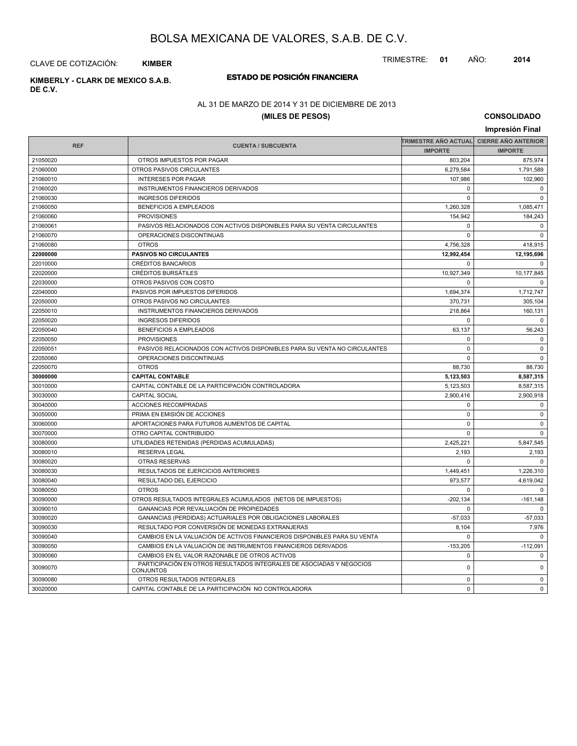# BOLSA MEXICANA DE VALORES, S.A.B. DE C.V.

CLAVE DE COTIZACIÓN: **KIMBER**

TRIMESTRE: **01** AÑO: **2014**

**KIMBERLY - CLARK DE MEXICO S.A.B. DE C.V.**

## ESTADO DE POSICIÓN FINANCIERA

AL 31 DE MARZO DE 2014 Y 31 DE DICIEMBRE DE 2013

**(MILES DE PESOS)**

**CONSOLIDADO**

**Impresión Final**

| REF | CUENTA / SUBCUENTA | TRIMESTRE AÑO ACTUAL | CIERRE AÑO ANTERIOR |
|---|---|---|---|
| | | IMPORTE | IMPORTE |
| 21050020 | OTROS IMPUESTOS POR PAGAR | 803,204 | 875,974 |
| 21060000 | OTROS PASIVOS CIRCULANTES | 6,279,584 | 1,791,589 |
| 21060010 | INTERESES POR PAGAR | 107,986 | 102,960 |
| 21060020 | INSTRUMENTOS FINANCIEROS DERIVADOS | 0 | 0 |
| 21060030 | INGRESOS DIFERIDOS | 0 | 0 |
| 21060050 | BENEFICIOS A EMPLEADOS | 1,260,328 | 1,085,471 |
| 21060060 | PROVISIONES | 154,942 | 184,243 |
| 21060061 | PASIVOS RELACIONADOS CON ACTIVOS DISPONIBLES PARA SU VENTA CIRCULANTES | 0 | 0 |
| 21060070 | OPERACIONES DISCONTINUAS | 0 | 0 |
| 21060080 | OTROS | 4,756,328 | 418,915 |
| **22000000** | **PASIVOS NO CIRCULANTES** | **12,992,454** | **12,195,696** |
| 22010000 | CRÉDITOS BANCARIOS | 0 | 0 |
| 22020000 | CRÉDITOS BURSÁTILES | 10,927,349 | 10,177,845 |
| 22030000 | OTROS PASIVOS CON COSTO | 0 | 0 |
| 22040000 | PASIVOS POR IMPUESTOS DIFERIDOS | 1,694,374 | 1,712,747 |
| 22050000 | OTROS PASIVOS NO CIRCULANTES | 370,731 | 305,104 |
| 22050010 | INSTRUMENTOS FINANCIEROS DERIVADOS | 218,864 | 160,131 |
| 22050020 | INGRESOS DIFERIDOS | 0 | 0 |
| 22050040 | BENEFICIOS A EMPLEADOS | 63,137 | 56,243 |
| 22050050 | PROVISIONES | 0 | 0 |
| 22050051 | PASIVOS RELACIONADOS CON ACTIVOS DISPONIBLES PARA SU VENTA NO CIRCULANTES | 0 | 0 |
| 22050060 | OPERACIONES DISCONTINUAS | 0 | 0 |
| 22050070 | OTROS | 88,730 | 88,730 |
| **30000000** | **CAPITAL CONTABLE** | **5,123,503** | **8,587,315** |
| 30010000 | CAPITAL CONTABLE DE LA PARTICIPACIÓN CONTROLADORA | 5,123,503 | 8,587,315 |
| 30030000 | CAPITAL SOCIAL | 2,900,416 | 2,900,918 |
| 30040000 | ACCIONES RECOMPRADAS | 0 | 0 |
| 30050000 | PRIMA EN EMISIÓN DE ACCIONES | 0 | 0 |
| 30060000 | APORTACIONES PARA FUTUROS AUMENTOS DE CAPITAL | 0 | 0 |
| 30070000 | OTRO CAPITAL CONTRIBUIDO | 0 | 0 |
| 30080000 | UTILIDADES RETENIDAS (PERDIDAS ACUMULADAS) | 2,425,221 | 5,847,545 |
| 30080010 | RESERVA LEGAL | 2,193 | 2,193 |
| 30080020 | OTRAS RESERVAS | 0 | 0 |
| 30080030 | RESULTADOS DE EJERCICIOS ANTERIORES | 1,449,451 | 1,226,310 |
| 30080040 | RESULTADO DEL EJERCICIO | 973,577 | 4,619,042 |
| 30080050 | OTROS | 0 | 0 |
| 30090000 | OTROS RESULTADOS INTEGRALES ACUMULADOS (NETOS DE IMPUESTOS) | -202,134 | -161,148 |
| 30090010 | GANANCIAS POR REVALUACIÓN DE PROPIEDADES | 0 | 0 |
| 30090020 | GANANCIAS (PERDIDAS) ACTUARIALES POR OBLIGACIONES LABORALES | -57,033 | -57,033 |
| 30090030 | RESULTADO POR CONVERSIÓN DE MONEDAS EXTRANJERAS | 8,104 | 7,976 |
| 30090040 | CAMBIOS EN LA VALUACIÓN DE ACTIVOS FINANCIEROS DISPONIBLES PARA SU VENTA | 0 | 0 |
| 30090050 | CAMBIOS EN LA VALUACIÓN DE INSTRUMENTOS FINANCIEROS DERIVADOS | -153,205 | -112,091 |
| 30090060 | CAMBIOS EN EL VALOR RAZONABLE DE OTROS ACTIVOS | 0 | 0 |
| 30090070 | PARTICIPACIÓN EN OTROS RESULTADOS INTEGRALES DE ASOCIADAS Y NEGOCIOS CONJUNTOS | 0 | 0 |
| 30090080 | OTROS RESULTADOS INTEGRALES | 0 | 0 |
| 30020000 | CAPITAL CONTABLE DE LA PARTICIPACIÓN NO CONTROLADORA | 0 | 0 |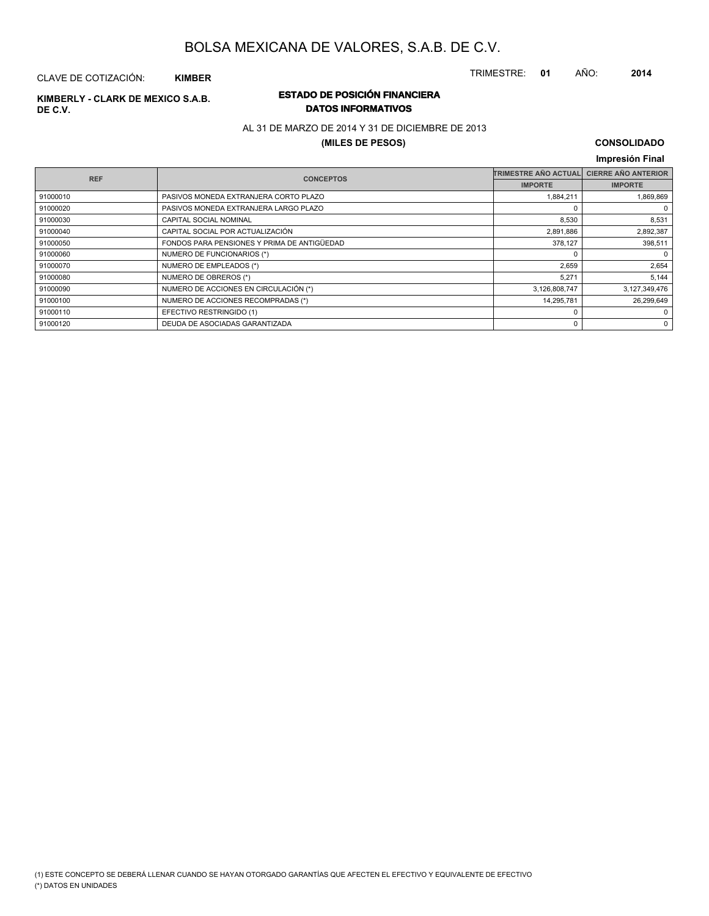# BOLSA MEXICANA DE VALORES, S.A.B. DE C.V.

CLAVE DE COTIZACIÓN: **KIMBER**

TRIMESTRE: **01** AÑO: **2014**

**KIMBERLY - CLARK DE MEXICO S.A.B. DE C.V.**

## ESTADO DE POSICIÓN FINANCIERA
### DATOS INFORMATIVOS

AL 31 DE MARZO DE 2014 Y 31 DE DICIEMBRE DE 2013

**(MILES DE PESOS)**

**CONSOLIDADO**

**Impresión Final**

| REF | CONCEPTOS | TRIMESTRE AÑO ACTUAL | CIERRE AÑO ANTERIOR |
|---|---|---|---|
| | | IMPORTE | IMPORTE |
| 91000010 | PASIVOS MONEDA EXTRANJERA CORTO PLAZO | 1,884,211 | 1,869,869 |
| 91000020 | PASIVOS MONEDA EXTRANJERA LARGO PLAZO | 0 | 0 |
| 91000030 | CAPITAL SOCIAL NOMINAL | 8,530 | 8,531 |
| 91000040 | CAPITAL SOCIAL POR ACTUALIZACIÓN | 2,891,886 | 2,892,387 |
| 91000050 | FONDOS PARA PENSIONES Y PRIMA DE ANTIGÜEDAD | 378,127 | 398,511 |
| 91000060 | NUMERO DE FUNCIONARIOS (*) | 0 | 0 |
| 91000070 | NUMERO DE EMPLEADOS (*) | 2,659 | 2,654 |
| 91000080 | NUMERO DE OBREROS (*) | 5,271 | 5,144 |
| 91000090 | NUMERO DE ACCIONES EN CIRCULACIÓN (*) | 3,126,808,747 | 3,127,349,476 |
| 91000100 | NUMERO DE ACCIONES RECOMPRADAS (*) | 14,295,781 | 26,299,649 |
| 91000110 | EFECTIVO RESTRINGIDO (1) | 0 | 0 |
| 91000120 | DEUDA DE ASOCIADAS GARANTIZADA | 0 | 0 |

(1) ESTE CONCEPTO SE DEBERÁ LLENAR CUANDO SE HAYAN OTORGADO GARANTÍAS QUE AFECTEN EL EFECTIVO Y EQUIVALENTE DE EFECTIVO

(*) DATOS EN UNIDADES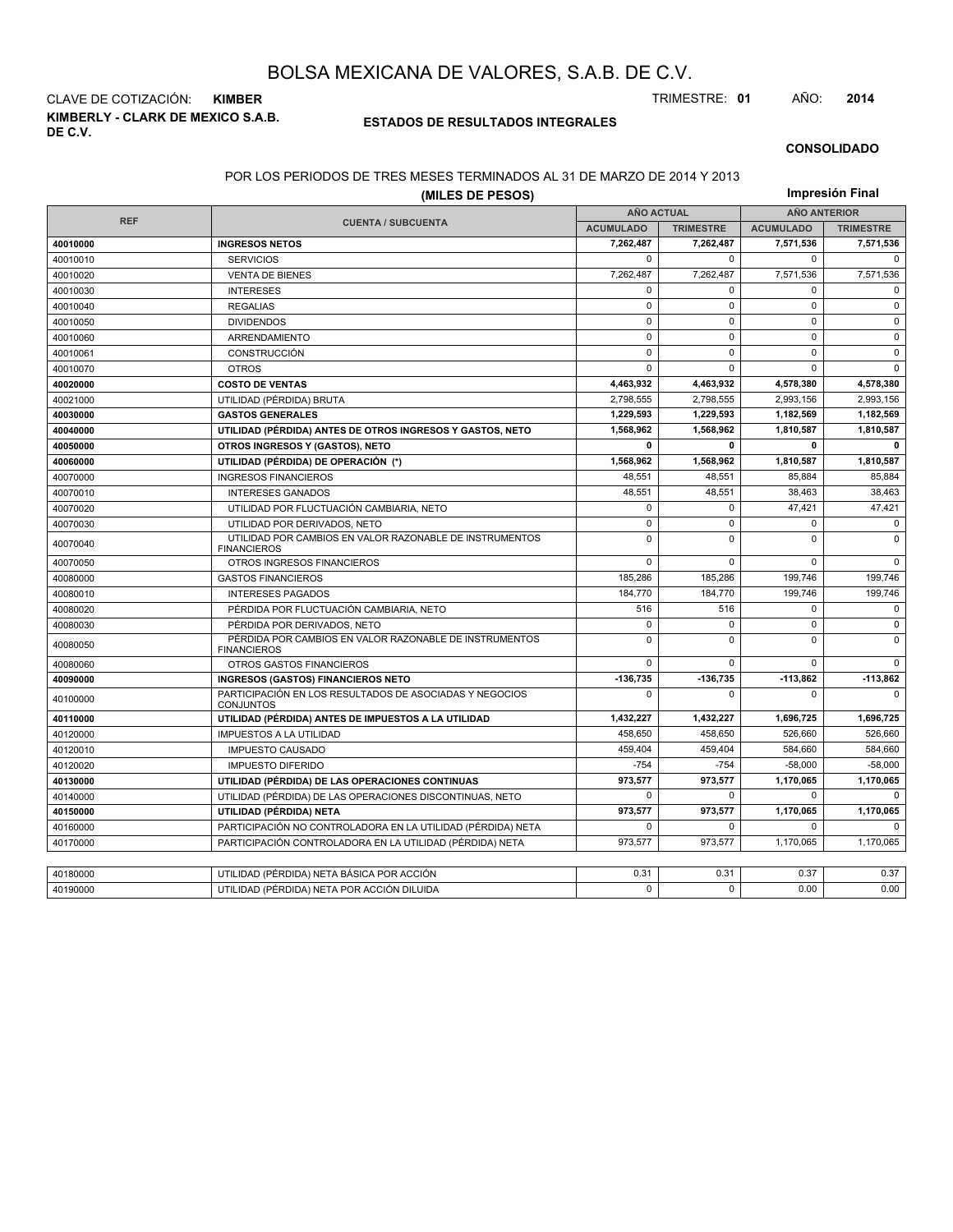# BOLSA MEXICANA DE VALORES, S.A.B. DE C.V.

CLAVE DE COTIZACIÓN: **KIMBER**

TRIMESTRE: **01** AÑO: **2014**

**KIMBERLY - CLARK DE MEXICO S.A.B. DE C.V.**

## ESTADOS DE RESULTADOS INTEGRALES

**CONSOLIDADO**

POR LOS PERIODOS DE TRES MESES TERMINADOS AL 31 DE MARZO DE 2014 Y 2013

**(MILES DE PESOS)**

**Impresión Final**

| REF | CUENTA / SUBCUENTA | AÑO ACTUAL | | AÑO ANTERIOR | |
|---|---|---|---|---|---|
| | | ACUMULADO | TRIMESTRE | ACUMULADO | TRIMESTRE |
| **40010000** | **INGRESOS NETOS** | **7,262,487** | **7,262,487** | **7,571,536** | **7,571,536** |
| 40010010 | SERVICIOS | 0 | 0 | 0 | 0 |
| 40010020 | VENTA DE BIENES | 7,262,487 | 7,262,487 | 7,571,536 | 7,571,536 |
| 40010030 | INTERESES | 0 | 0 | 0 | 0 |
| 40010040 | REGALIAS | 0 | 0 | 0 | 0 |
| 40010050 | DIVIDENDOS | 0 | 0 | 0 | 0 |
| 40010060 | ARRENDAMIENTO | 0 | 0 | 0 | 0 |
| 40010061 | CONSTRUCCIÓN | 0 | 0 | 0 | 0 |
| 40010070 | OTROS | 0 | 0 | 0 | 0 |
| **40020000** | **COSTO DE VENTAS** | **4,463,932** | **4,463,932** | **4,578,380** | **4,578,380** |
| 40021000 | UTILIDAD (PÉRDIDA) BRUTA | 2,798,555 | 2,798,555 | 2,993,156 | 2,993,156 |
| **40030000** | **GASTOS GENERALES** | **1,229,593** | **1,229,593** | **1,182,569** | **1,182,569** |
| **40040000** | **UTILIDAD (PÉRDIDA) ANTES DE OTROS INGRESOS Y GASTOS, NETO** | **1,568,962** | **1,568,962** | **1,810,587** | **1,810,587** |
| **40050000** | **OTROS INGRESOS Y (GASTOS), NETO** | **0** | **0** | **0** | **0** |
| **40060000** | **UTILIDAD (PÉRDIDA) DE OPERACIÓN (\*)** | **1,568,962** | **1,568,962** | **1,810,587** | **1,810,587** |
| 40070000 | INGRESOS FINANCIEROS | 48,551 | 48,551 | 85,884 | 85,884 |
| 40070010 | INTERESES GANADOS | 48,551 | 48,551 | 38,463 | 38,463 |
| 40070020 | UTILIDAD POR FLUCTUACIÓN CAMBIARIA, NETO | 0 | 0 | 47,421 | 47,421 |
| 40070030 | UTILIDAD POR DERIVADOS, NETO | 0 | 0 | 0 | 0 |
| 40070040 | UTILIDAD POR CAMBIOS EN VALOR RAZONABLE DE INSTRUMENTOS FINANCIEROS | 0 | 0 | 0 | 0 |
| 40070050 | OTROS INGRESOS FINANCIEROS | 0 | 0 | 0 | 0 |
| 40080000 | GASTOS FINANCIEROS | 185,286 | 185,286 | 199,746 | 199,746 |
| 40080010 | INTERESES PAGADOS | 184,770 | 184,770 | 199,746 | 199,746 |
| 40080020 | PÉRDIDA POR FLUCTUACIÓN CAMBIARIA, NETO | 516 | 516 | 0 | 0 |
| 40080030 | PÉRDIDA POR DERIVADOS, NETO | 0 | 0 | 0 | 0 |
| 40080050 | PÉRDIDA POR CAMBIOS EN VALOR RAZONABLE DE INSTRUMENTOS FINANCIEROS | 0 | 0 | 0 | 0 |
| 40080060 | OTROS GASTOS FINANCIEROS | 0 | 0 | 0 | 0 |
| **40090000** | **INGRESOS (GASTOS) FINANCIEROS NETO** | **-136,735** | **-136,735** | **-113,862** | **-113,862** |
| 40100000 | PARTICIPACIÓN EN LOS RESULTADOS DE ASOCIADAS Y NEGOCIOS CONJUNTOS | 0 | 0 | 0 | 0 |
| **40110000** | **UTILIDAD (PÉRDIDA) ANTES DE IMPUESTOS A LA UTILIDAD** | **1,432,227** | **1,432,227** | **1,696,725** | **1,696,725** |
| 40120000 | IMPUESTOS A LA UTILIDAD | 458,650 | 458,650 | 526,660 | 526,660 |
| 40120010 | IMPUESTO CAUSADO | 459,404 | 459,404 | 584,660 | 584,660 |
| 40120020 | IMPUESTO DIFERIDO | -754 | -754 | -58,000 | -58,000 |
| **40130000** | **UTILIDAD (PÉRDIDA) DE LAS OPERACIONES CONTINUAS** | **973,577** | **973,577** | **1,170,065** | **1,170,065** |
| 40140000 | UTILIDAD (PÉRDIDA) DE LAS OPERACIONES DISCONTINUAS, NETO | 0 | 0 | 0 | 0 |
| **40150000** | **UTILIDAD (PÉRDIDA) NETA** | **973,577** | **973,577** | **1,170,065** | **1,170,065** |
| 40160000 | PARTICIPACIÓN NO CONTROLADORA EN LA UTILIDAD (PÉRDIDA) NETA | 0 | 0 | 0 | 0 |
| 40170000 | PARTICIPACIÓN CONTROLADORA EN LA UTILIDAD (PÉRDIDA) NETA | 973,577 | 973,577 | 1,170,065 | 1,170,065 |
| | | | | | |
| 40180000 | UTILIDAD (PÉRDIDA) NETA BÁSICA POR ACCIÓN | 0.31 | 0.31 | 0.37 | 0.37 |
| 40190000 | UTILIDAD (PÉRDIDA) NETA POR ACCIÓN DILUIDA | 0 | 0 | 0.00 | 0.00 |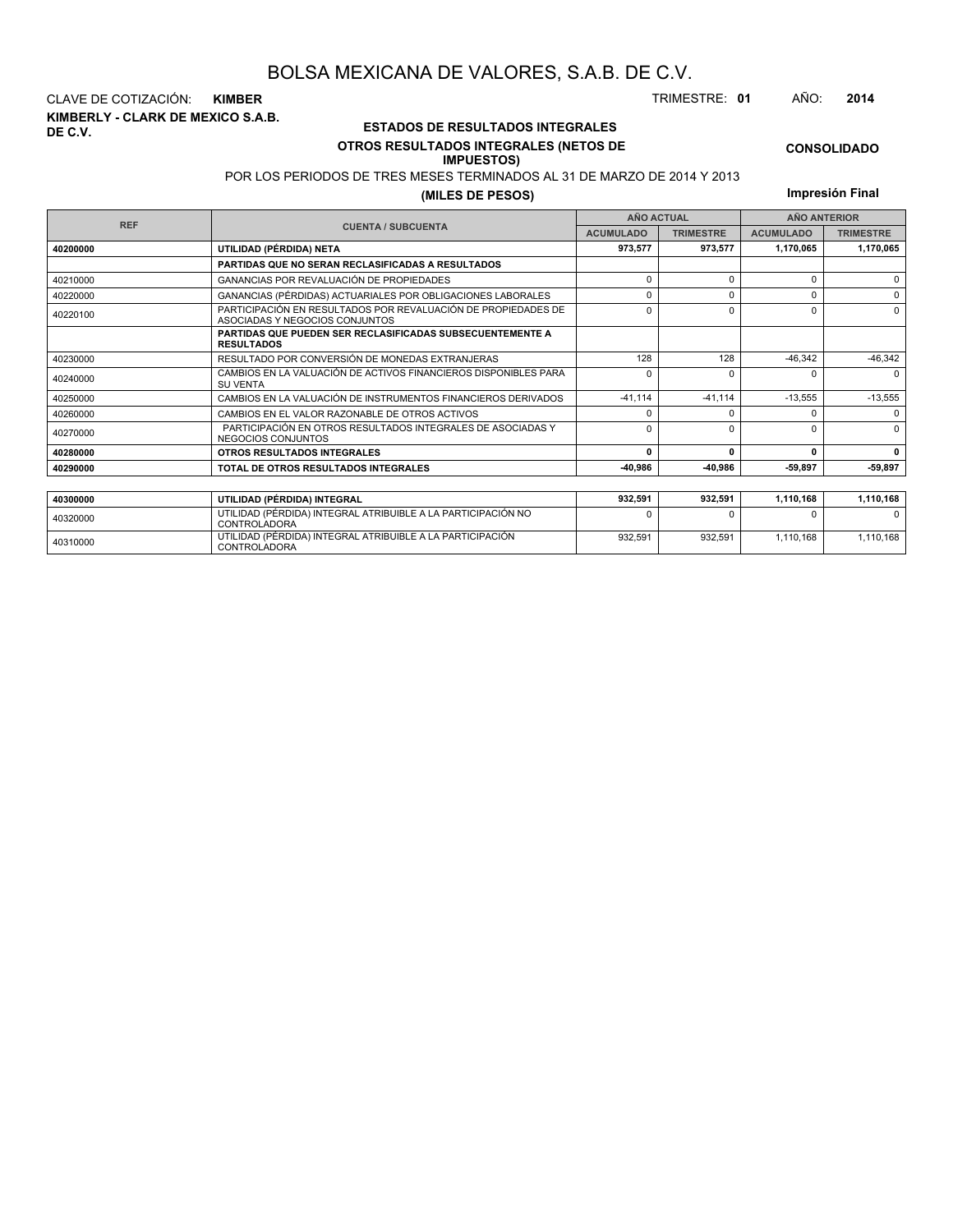# BOLSA MEXICANA DE VALORES, S.A.B. DE C.V.

CLAVE DE COTIZACIÓN: **KIMBER**

TRIMESTRE: **01** AÑO: **2014**

**KIMBERLY - CLARK DE MEXICO S.A.B. DE C.V.**

## ESTADOS DE RESULTADOS INTEGRALES

### OTROS RESULTADOS INTEGRALES (NETOS DE IMPUESTOS)

**CONSOLIDADO**

POR LOS PERIODOS DE TRES MESES TERMINADOS AL 31 DE MARZO DE 2014 Y 2013

**(MILES DE PESOS)**

**Impresión Final**

| REF | CUENTA / SUBCUENTA | AÑO ACTUAL | | AÑO ANTERIOR | |
|---|---|---|---|---|---|
| | | ACUMULADO | TRIMESTRE | ACUMULADO | TRIMESTRE |
| **40200000** | **UTILIDAD (PÉRDIDA) NETA** | **973,577** | **973,577** | **1,170,065** | **1,170,065** |
| | **PARTIDAS QUE NO SERAN RECLASIFICADAS A RESULTADOS** | | | | |
| 40210000 | GANANCIAS POR REVALUACIÓN DE PROPIEDADES | 0 | 0 | 0 | 0 |
| 40220000 | GANANCIAS (PÉRDIDAS) ACTUARIALES POR OBLIGACIONES LABORALES | 0 | 0 | 0 | 0 |
| 40220100 | PARTICIPACIÓN EN RESULTADOS POR REVALUACIÓN DE PROPIEDADES DE ASOCIADAS Y NEGOCIOS CONJUNTOS | 0 | 0 | 0 | 0 |
| | **PARTIDAS QUE PUEDEN SER RECLASIFICADAS SUBSECUENTEMENTE A RESULTADOS** | | | | |
| 40230000 | RESULTADO POR CONVERSIÓN DE MONEDAS EXTRANJERAS | 128 | 128 | -46,342 | -46,342 |
| 40240000 | CAMBIOS EN LA VALUACIÓN DE ACTIVOS FINANCIEROS DISPONIBLES PARA SU VENTA | 0 | 0 | 0 | 0 |
| 40250000 | CAMBIOS EN LA VALUACIÓN DE INSTRUMENTOS FINANCIEROS DERIVADOS | -41,114 | -41,114 | -13,555 | -13,555 |
| 40260000 | CAMBIOS EN EL VALOR RAZONABLE DE OTROS ACTIVOS | 0 | 0 | 0 | 0 |
| 40270000 | PARTICIPACIÓN EN OTROS RESULTADOS INTEGRALES DE ASOCIADAS Y NEGOCIOS CONJUNTOS | 0 | 0 | 0 | 0 |
| **40280000** | **OTROS RESULTADOS INTEGRALES** | **0** | **0** | **0** | **0** |
| **40290000** | **TOTAL DE OTROS RESULTADOS INTEGRALES** | **-40,986** | **-40,986** | **-59,897** | **-59,897** |

| REF | CUENTA / SUBCUENTA | ACUMULADO | TRIMESTRE | ACUMULADO | TRIMESTRE |
|---|---|---|---|---|---|
| **40300000** | **UTILIDAD (PÉRDIDA) INTEGRAL** | **932,591** | **932,591** | **1,110,168** | **1,110,168** |
| 40320000 | UTILIDAD (PÉRDIDA) INTEGRAL ATRIBUIBLE A LA PARTICIPACIÓN NO CONTROLADORA | 0 | 0 | 0 | 0 |
| 40310000 | UTILIDAD (PÉRDIDA) INTEGRAL ATRIBUIBLE A LA PARTICIPACIÓN CONTROLADORA | 932,591 | 932,591 | 1,110,168 | 1,110,168 |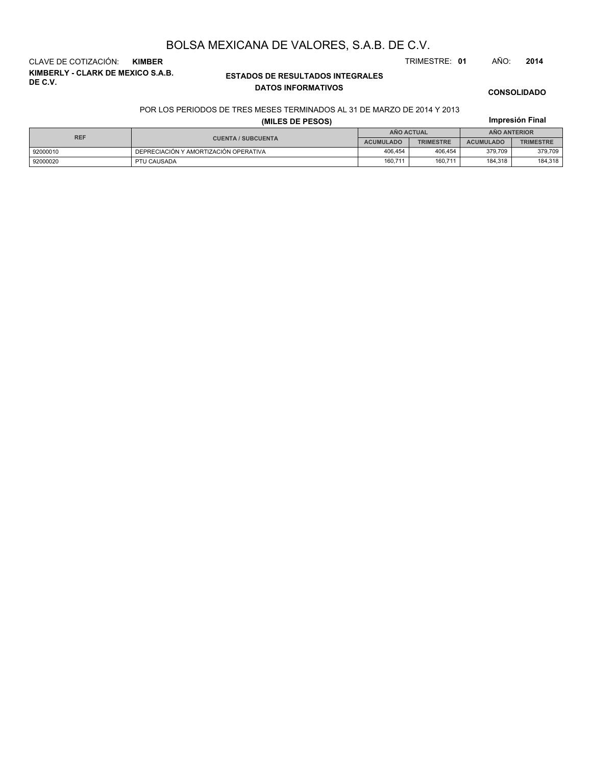# BOLSA MEXICANA DE VALORES, S.A.B. DE C.V.

CLAVE DE COTIZACIÓN: **KIMBER**

TRIMESTRE: **01** AÑO: **2014**

**KIMBERLY - CLARK DE MEXICO S.A.B. DE C.V.**

## ESTADOS DE RESULTADOS INTEGRALES
### DATOS INFORMATIVOS

**CONSOLIDADO**

POR LOS PERIODOS DE TRES MESES TERMINADOS AL 31 DE MARZO DE 2014 Y 2013

**(MILES DE PESOS)**

**Impresión Final**

| REF | CUENTA / SUBCUENTA | AÑO ACTUAL | | AÑO ANTERIOR | |
|---|---|---|---|---|---|
| | | ACUMULADO | TRIMESTRE | ACUMULADO | TRIMESTRE |
| 92000010 | DEPRECIACIÓN Y AMORTIZACIÓN OPERATIVA | 406,454 | 406,454 | 379,709 | 379,709 |
| 92000020 | PTU CAUSADA | 160,711 | 160,711 | 184,318 | 184,318 |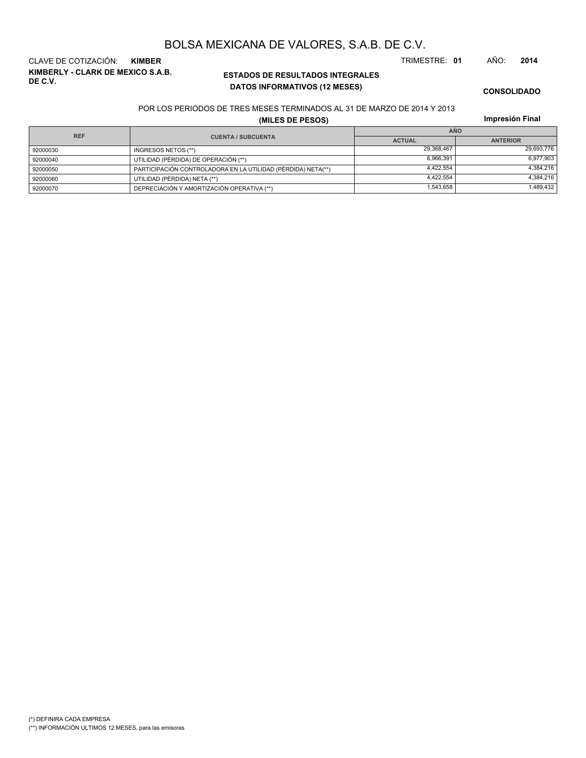# BOLSA MEXICANA DE VALORES, S.A.B. DE C.V.

CLAVE DE COTIZACIÓN: **KIMBER**

TRIMESTRE: **01** AÑO: **2014**

**KIMBERLY - CLARK DE MEXICO S.A.B. DE C.V.**

**ESTADOS DE RESULTADOS INTEGRALES**

**DATOS INFORMATIVOS (12 MESES)**

**CONSOLIDADO**

POR LOS PERIODOS DE TRES MESES TERMINADOS AL 31 DE MARZO DE 2014 Y 2013

**(MILES DE PESOS)**

**Impresión Final**

| REF | CUENTA / SUBCUENTA | AÑO | |
|---|---|---|---|
| | | ACTUAL | ANTERIOR |
| 92000030 | INGRESOS NETOS (**) | 29,368,467 | 29,693,776 |
| 92000040 | UTILIDAD (PÉRDIDA) DE OPERACIÓN (**) | 6,966,391 | 6,977,903 |
| 92000050 | PARTICIPACIÓN CONTROLADORA EN LA UTILIDAD (PÉRDIDA) NETA(**) | 4,422,554 | 4,384,216 |
| 92000060 | UTILIDAD (PÉRDIDA) NETA (**) | 4,422,554 | 4,384,216 |
| 92000070 | DEPRECIACIÓN Y AMORTIZACIÓN OPERATIVA (**) | 1,543,658 | 1,489,432 |

(*) DEFINIRA CADA EMPRESA

(**) INFORMACIÓN ULTIMOS 12 MESES, para las emisoras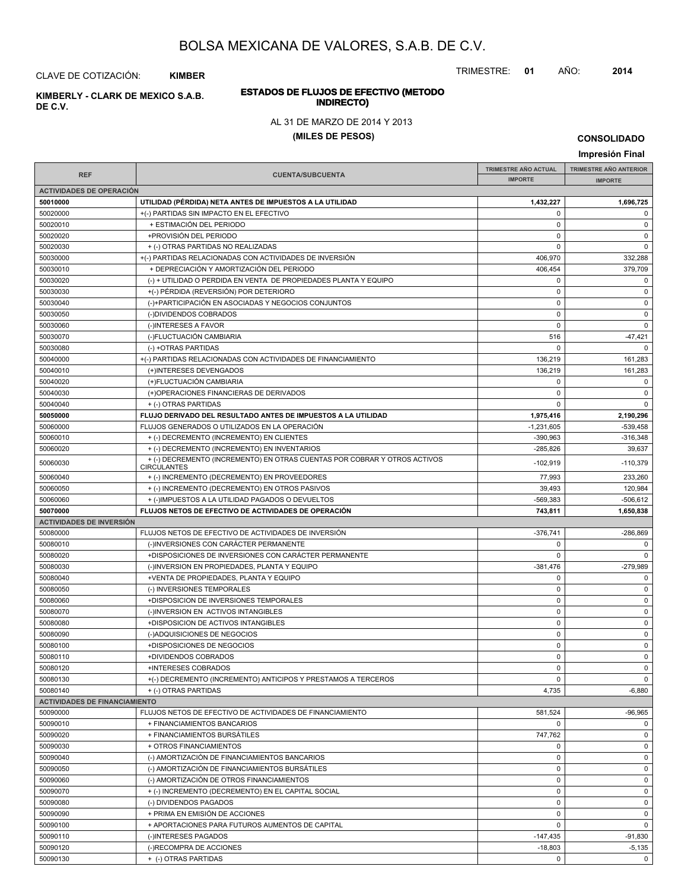# BOLSA MEXICANA DE VALORES, S.A.B. DE C.V.

CLAVE DE COTIZACIÓN: **KIMBER**

TRIMESTRE: **01** AÑO: **2014**

**KIMBERLY - CLARK DE MEXICO S.A.B. DE C.V.**

## ESTADOS DE FLUJOS DE EFECTIVO (METODO INDIRECTO)

AL 31 DE MARZO DE 2014 Y 2013

**(MILES DE PESOS)**

**CONSOLIDADO**

**Impresión Final**

| REF | CUENTA/SUBCUENTA | TRIMESTRE AÑO ACTUAL IMPORTE | TRIMESTRE AÑO ANTERIOR IMPORTE |
|---|---|---|---|
| **ACTIVIDADES DE OPERACIÓN** | | | |
| **50010000** | **UTILIDAD (PÉRDIDA) NETA ANTES DE IMPUESTOS A LA UTILIDAD** | **1,432,227** | **1,696,725** |
| 50020000 | +(-) PARTIDAS SIN IMPACTO EN EL EFECTIVO | 0 | 0 |
| 50020010 | + ESTIMACIÓN DEL PERIODO | 0 | 0 |
| 50020020 | +PROVISIÓN DEL PERIODO | 0 | 0 |
| 50020030 | + (-) OTRAS PARTIDAS NO REALIZADAS | 0 | 0 |
| 50030000 | +(-) PARTIDAS RELACIONADAS CON ACTIVIDADES DE INVERSIÓN | 406,970 | 332,288 |
| 50030010 | + DEPRECIACIÓN Y AMORTIZACIÓN DEL PERIODO | 406,454 | 379,709 |
| 50030020 | (-) + UTILIDAD O PERDIDA EN VENTA DE PROPIEDADES PLANTA Y EQUIPO | 0 | 0 |
| 50030030 | +(-) PÉRDIDA (REVERSIÓN) POR DETERIORO | 0 | 0 |
| 50030040 | (-)+PARTICIPACIÓN EN ASOCIADAS Y NEGOCIOS CONJUNTOS | 0 | 0 |
| 50030050 | (-)DIVIDENDOS COBRADOS | 0 | 0 |
| 50030060 | (-)INTERESES A FAVOR | 0 | 0 |
| 50030070 | (-)FLUCTUACIÓN CAMBIARIA | 516 | -47,421 |
| 50030080 | (-) +OTRAS PARTIDAS | 0 | 0 |
| 50040000 | +(-) PARTIDAS RELACIONADAS CON ACTIVIDADES DE FINANCIAMIENTO | 136,219 | 161,283 |
| 50040010 | (+)INTERESES DEVENGADOS | 136,219 | 161,283 |
| 50040020 | (+)FLUCTUACIÓN CAMBIARIA | 0 | 0 |
| 50040030 | (+)OPERACIONES FINANCIERAS DE DERIVADOS | 0 | 0 |
| 50040040 | + (-) OTRAS PARTIDAS | 0 | 0 |
| **50050000** | **FLUJO DERIVADO DEL RESULTADO ANTES DE IMPUESTOS A LA UTILIDAD** | **1,975,416** | **2,190,296** |
| 50060000 | FLUJOS GENERADOS O UTILIZADOS EN LA OPERACIÓN | -1,231,605 | -539,458 |
| 50060010 | + (-) DECREMENTO (INCREMENTO) EN CLIENTES | -390,963 | -316,348 |
| 50060020 | + (-) DECREMENTO (INCREMENTO) EN INVENTARIOS | -285,826 | 39,637 |
| 50060030 | + (-) DECREMENTO (INCREMENTO) EN OTRAS CUENTAS POR COBRAR Y OTROS ACTIVOS CIRCULANTES | -102,919 | -110,379 |
| 50060040 | + (-) INCREMENTO (DECREMENTO) EN PROVEEDORES | 77,993 | 233,260 |
| 50060050 | + (-) INCREMENTO (DECREMENTO) EN OTROS PASIVOS | 39,493 | 120,984 |
| 50060060 | + (-)IMPUESTOS A LA UTILIDAD PAGADOS O DEVUELTOS | -569,383 | -506,612 |
| **50070000** | **FLUJOS NETOS DE EFECTIVO DE ACTIVIDADES DE OPERACIÓN** | **743,811** | **1,650,838** |
| **ACTIVIDADES DE INVERSIÓN** | | | |
| 50080000 | FLUJOS NETOS DE EFECTIVO DE ACTIVIDADES DE INVERSIÓN | -376,741 | -286,869 |
| 50080010 | (-)INVERSIONES CON CARÁCTER PERMANENTE | 0 | 0 |
| 50080020 | +DISPOSICIONES DE INVERSIONES CON CARÁCTER PERMANENTE | 0 | 0 |
| 50080030 | (-)INVERSION EN PROPIEDADES, PLANTA Y EQUIPO | -381,476 | -279,989 |
| 50080040 | +VENTA DE PROPIEDADES, PLANTA Y EQUIPO | 0 | 0 |
| 50080050 | (-) INVERSIONES TEMPORALES | 0 | 0 |
| 50080060 | +DISPOSICION DE INVERSIONES TEMPORALES | 0 | 0 |
| 50080070 | (-)INVERSION EN ACTIVOS INTANGIBLES | 0 | 0 |
| 50080080 | +DISPOSICION DE ACTIVOS INTANGIBLES | 0 | 0 |
| 50080090 | (-)ADQUISICIONES DE NEGOCIOS | 0 | 0 |
| 50080100 | +DISPOSICIONES DE NEGOCIOS | 0 | 0 |
| 50080110 | +DIVIDENDOS COBRADOS | 0 | 0 |
| 50080120 | +INTERESES COBRADOS | 0 | 0 |
| 50080130 | +(-) DECREMENTO (INCREMENTO) ANTICIPOS Y PRESTAMOS A TERCEROS | 0 | 0 |
| 50080140 | + (-) OTRAS PARTIDAS | 4,735 | -6,880 |
| **ACTIVIDADES DE FINANCIAMIENTO** | | | |
| 50090000 | FLUJOS NETOS DE EFECTIVO DE ACTIVIDADES DE FINANCIAMIENTO | 581,524 | -96,965 |
| 50090010 | + FINANCIAMIENTOS BANCARIOS | 0 | 0 |
| 50090020 | + FINANCIAMIENTOS BURSÁTILES | 747,762 | 0 |
| 50090030 | + OTROS FINANCIAMIENTOS | 0 | 0 |
| 50090040 | (-) AMORTIZACIÓN DE FINANCIAMIENTOS BANCARIOS | 0 | 0 |
| 50090050 | (-) AMORTIZACIÓN DE FINANCIAMIENTOS BURSÁTILES | 0 | 0 |
| 50090060 | (-) AMORTIZACIÓN DE OTROS FINANCIAMIENTOS | 0 | 0 |
| 50090070 | + (-) INCREMENTO (DECREMENTO) EN EL CAPITAL SOCIAL | 0 | 0 |
| 50090080 | (-) DIVIDENDOS PAGADOS | 0 | 0 |
| 50090090 | + PRIMA EN EMISIÓN DE ACCIONES | 0 | 0 |
| 50090100 | + APORTACIONES PARA FUTUROS AUMENTOS DE CAPITAL | 0 | 0 |
| 50090110 | (-)INTERESES PAGADOS | -147,435 | -91,830 |
| 50090120 | (-)RECOMPRA DE ACCIONES | -18,803 | -5,135 |
| 50090130 | + (-) OTRAS PARTIDAS | 0 | 0 |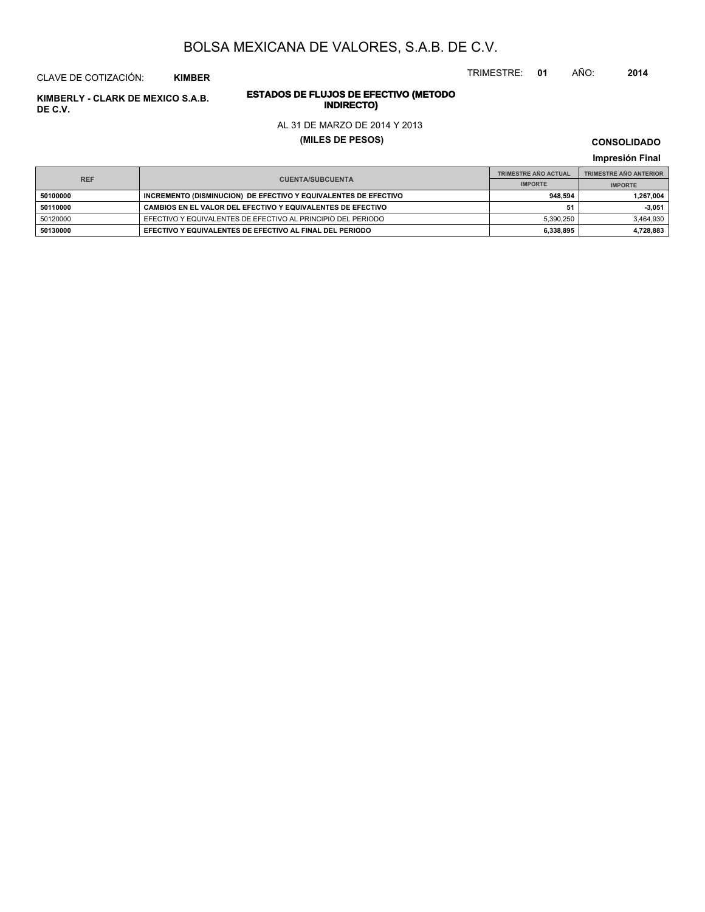# BOLSA MEXICANA DE VALORES, S.A.B. DE C.V.

CLAVE DE COTIZACIÓN: **KIMBER**

TRIMESTRE: **01** AÑO: **2014**

**KIMBERLY - CLARK DE MEXICO S.A.B. DE C.V.**

## ESTADOS DE FLUJOS DE EFECTIVO (METODO INDIRECTO)

AL 31 DE MARZO DE 2014 Y 2013

**(MILES DE PESOS)**

**CONSOLIDADO**

**Impresión Final**

| REF | CUENTA/SUBCUENTA | TRIMESTRE AÑO ACTUAL | TRIMESTRE AÑO ANTERIOR |
|---|---|---|---|
| | | IMPORTE | IMPORTE |
| **50100000** | **INCREMENTO (DISMINUCION) DE EFECTIVO Y EQUIVALENTES DE EFECTIVO** | **948,594** | **1,267,004** |
| **50110000** | **CAMBIOS EN EL VALOR DEL EFECTIVO Y EQUIVALENTES DE EFECTIVO** | **51** | **-3,051** |
| 50120000 | EFECTIVO Y EQUIVALENTES DE EFECTIVO AL PRINCIPIO DEL PERIODO | 5,390,250 | 3,464,930 |
| **50130000** | **EFECTIVO Y EQUIVALENTES DE EFECTIVO AL FINAL DEL PERIODO** | **6,338,895** | **4,728,883** |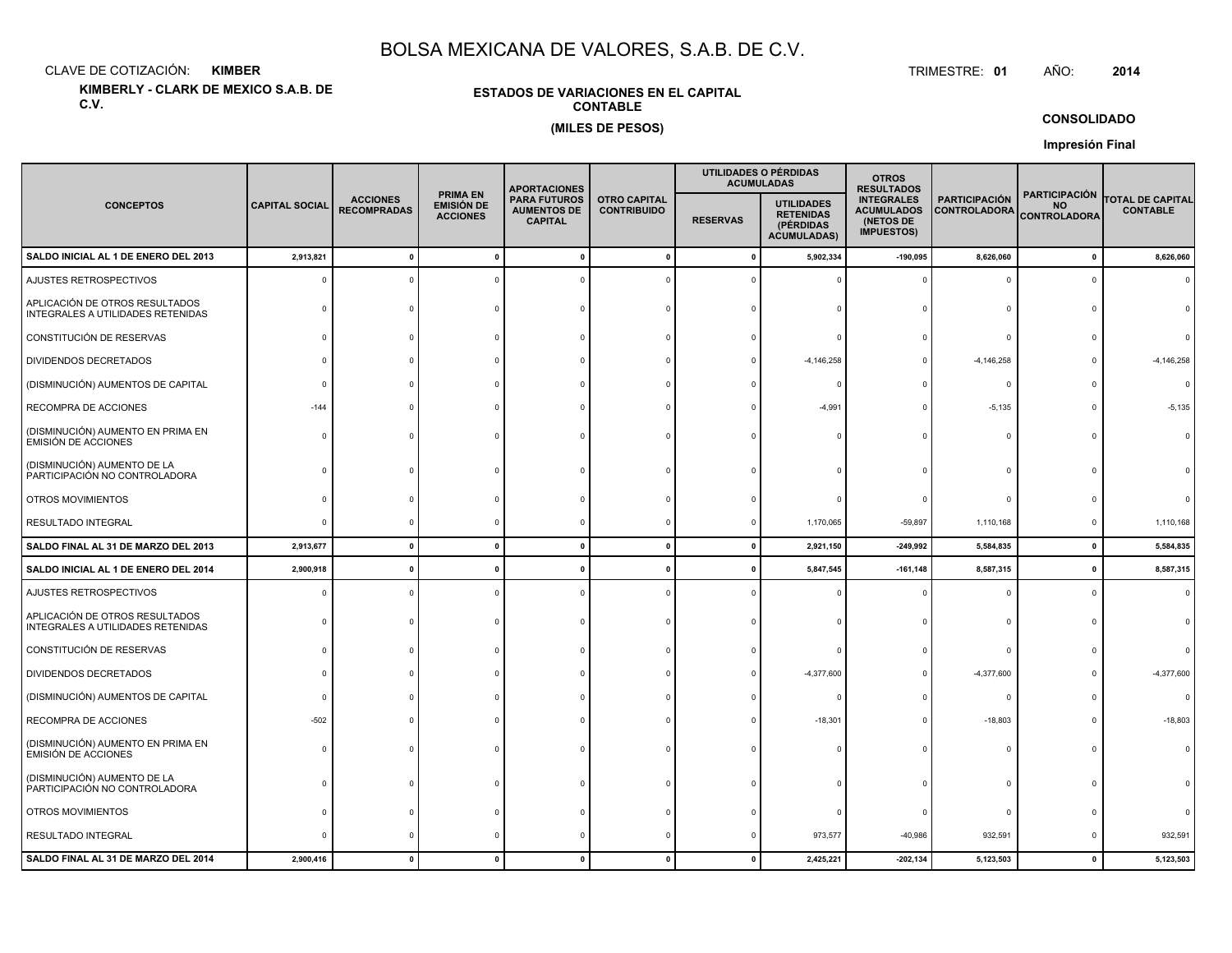# BOLSA MEXICANA DE VALORES, S.A.B. DE C.V.

CLAVE DE COTIZACIÓN: **KIMBER**

TRIMESTRE: **01** AÑO: **2014**

**KIMBERLY - CLARK DE MEXICO S.A.B. DE C.V.**

**ESTADOS DE VARIACIONES EN EL CAPITAL CONTABLE**

**(MILES DE PESOS)**

**CONSOLIDADO**

**Impresión Final**

| CONCEPTOS | CAPITAL SOCIAL | ACCIONES RECOMPRADAS | PRIMA EN EMISIÓN DE ACCIONES | APORTACIONES PARA FUTUROS AUMENTOS DE CAPITAL | OTRO CAPITAL CONTRIBUIDO | UTILIDADES O PÉRDIDAS ACUMULADAS | | OTROS RESULTADOS INTEGRALES ACUMULADOS (NETOS DE IMPUESTOS) | PARTICIPACIÓN CONTROLADORA | PARTICIPACIÓN NO CONTROLADORA | TOTAL DE CAPITAL CONTABLE |
|---|---|---|---|---|---|---|---|---|---|---|---|
| | | | | | | RESERVAS | UTILIDADES RETENIDAS (PÉRDIDAS ACUMULADAS) | | | | |
| **SALDO INICIAL AL 1 DE ENERO DEL 2013** | **2,913,821** | **0** | **0** | **0** | **0** | **0** | **5,902,334** | **-190,095** | **8,626,060** | **0** | **8,626,060** |
| AJUSTES RETROSPECTIVOS | 0 | 0 | 0 | 0 | 0 | 0 | 0 | 0 | 0 | 0 | 0 |
| APLICACIÓN DE OTROS RESULTADOS INTEGRALES A UTILIDADES RETENIDAS | 0 | 0 | 0 | 0 | 0 | 0 | 0 | 0 | 0 | 0 | 0 |
| CONSTITUCIÓN DE RESERVAS | 0 | 0 | 0 | 0 | 0 | 0 | 0 | 0 | 0 | 0 | 0 |
| DIVIDENDOS DECRETADOS | 0 | 0 | 0 | 0 | 0 | 0 | -4,146,258 | 0 | -4,146,258 | 0 | -4,146,258 |
| (DISMINUCIÓN) AUMENTOS DE CAPITAL | 0 | 0 | 0 | 0 | 0 | 0 | 0 | 0 | 0 | 0 | 0 |
| RECOMPRA DE ACCIONES | -144 | 0 | 0 | 0 | 0 | 0 | -4,991 | 0 | -5,135 | 0 | -5,135 |
| (DISMINUCIÓN) AUMENTO EN PRIMA EN EMISIÓN DE ACCIONES | 0 | 0 | 0 | 0 | 0 | 0 | 0 | 0 | 0 | 0 | 0 |
| (DISMINUCIÓN) AUMENTO DE LA PARTICIPACIÓN NO CONTROLADORA | 0 | 0 | 0 | 0 | 0 | 0 | 0 | 0 | 0 | 0 | 0 |
| OTROS MOVIMIENTOS | 0 | 0 | 0 | 0 | 0 | 0 | 0 | 0 | 0 | 0 | 0 |
| RESULTADO INTEGRAL | 0 | 0 | 0 | 0 | 0 | 0 | 1,170,065 | -59,897 | 1,110,168 | 0 | 1,110,168 |
| **SALDO FINAL AL 31 DE MARZO DEL 2013** | **2,913,677** | **0** | **0** | **0** | **0** | **0** | **2,921,150** | **-249,992** | **5,584,835** | **0** | **5,584,835** |
| **SALDO INICIAL AL 1 DE ENERO DEL 2014** | **2,900,918** | **0** | **0** | **0** | **0** | **0** | **5,847,545** | **-161,148** | **8,587,315** | **0** | **8,587,315** |
| AJUSTES RETROSPECTIVOS | 0 | 0 | 0 | 0 | 0 | 0 | 0 | 0 | 0 | 0 | 0 |
| APLICACIÓN DE OTROS RESULTADOS INTEGRALES A UTILIDADES RETENIDAS | 0 | 0 | 0 | 0 | 0 | 0 | 0 | 0 | 0 | 0 | 0 |
| CONSTITUCIÓN DE RESERVAS | 0 | 0 | 0 | 0 | 0 | 0 | 0 | 0 | 0 | 0 | 0 |
| DIVIDENDOS DECRETADOS | 0 | 0 | 0 | 0 | 0 | 0 | -4,377,600 | 0 | -4,377,600 | 0 | -4,377,600 |
| (DISMINUCIÓN) AUMENTOS DE CAPITAL | 0 | 0 | 0 | 0 | 0 | 0 | 0 | 0 | 0 | 0 | 0 |
| RECOMPRA DE ACCIONES | -502 | 0 | 0 | 0 | 0 | 0 | -18,301 | 0 | -18,803 | 0 | -18,803 |
| (DISMINUCIÓN) AUMENTO EN PRIMA EN EMISIÓN DE ACCIONES | 0 | 0 | 0 | 0 | 0 | 0 | 0 | 0 | 0 | 0 | 0 |
| (DISMINUCIÓN) AUMENTO DE LA PARTICIPACIÓN NO CONTROLADORA | 0 | 0 | 0 | 0 | 0 | 0 | 0 | 0 | 0 | 0 | 0 |
| OTROS MOVIMIENTOS | 0 | 0 | 0 | 0 | 0 | 0 | 0 | 0 | 0 | 0 | 0 |
| RESULTADO INTEGRAL | 0 | 0 | 0 | 0 | 0 | 0 | 973,577 | -40,986 | 932,591 | 0 | 932,591 |
| **SALDO FINAL AL 31 DE MARZO DEL 2014** | **2,900,416** | **0** | **0** | **0** | **0** | **0** | **2,425,221** | **-202,134** | **5,123,503** | **0** | **5,123,503** |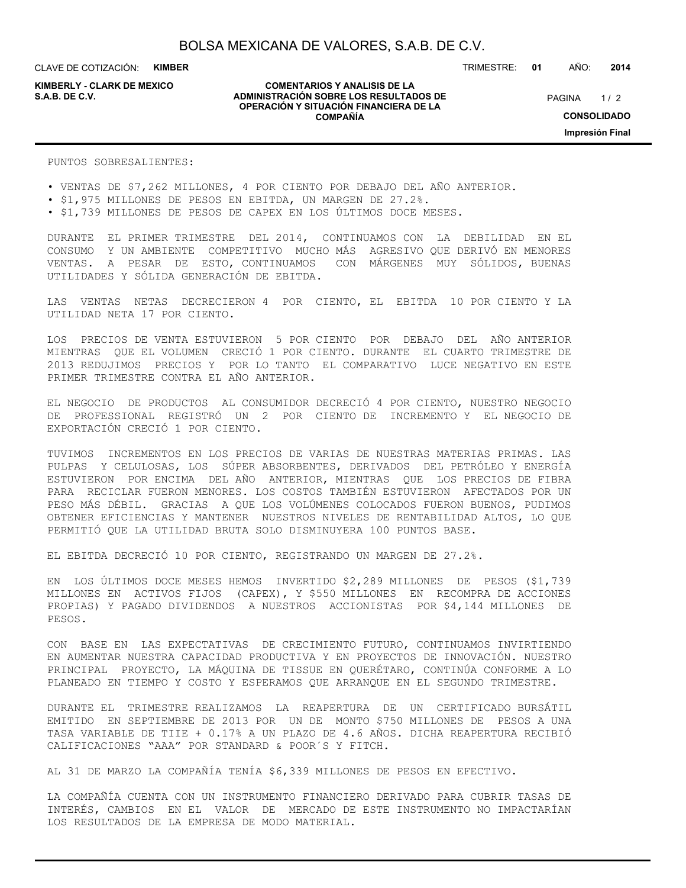PUNTOS SOBRESALIENTES:

- VENTAS DE $7,262 MILLONES, 4 POR CIENTO POR DEBAJO DEL AÑO ANTERIOR.
- $1,975 MILLONES DE PESOS EN EBITDA, UN MARGEN DE 27.2%.
- $1,739 MILLONES DE PESOS DE CAPEX EN LOS ÚLTIMOS DOCE MESES.

DURANTE EL PRIMER TRIMESTRE DEL 2014, CONTINUAMOS CON LA DEBILIDAD EN EL CONSUMO Y UN AMBIENTE COMPETITIVO MUCHO MÁS AGRESIVO QUE DERIVÓ EN MENORES VENTAS. A PESAR DE ESTO, CONTINUAMOS CON MÁRGENES MUY SÓLIDOS, BUENAS UTILIDADES Y SÓLIDA GENERACIÓN DE EBITDA.

LAS VENTAS NETAS DECRECIERON 4 POR CIENTO, EL EBITDA 10 POR CIENTO Y LA UTILIDAD NETA 17 POR CIENTO.

LOS PRECIOS DE VENTA ESTUVIERON 5 POR CIENTO POR DEBAJO DEL AÑO ANTERIOR MIENTRAS QUE EL VOLUMEN CRECIÓ 1 POR CIENTO. DURANTE EL CUARTO TRIMESTRE DE 2013 REDUJIMOS PRECIOS Y POR LO TANTO EL COMPARATIVO LUCE NEGATIVO EN ESTE PRIMER TRIMESTRE CONTRA EL AÑO ANTERIOR.

EL NEGOCIO DE PRODUCTOS AL CONSUMIDOR DECRECIÓ 4 POR CIENTO, NUESTRO NEGOCIO DE PROFESSIONAL REGISTRÓ UN 2 POR CIENTO DE INCREMENTO Y EL NEGOCIO DE EXPORTACIÓN CRECIÓ 1 POR CIENTO.

TUVIMOS INCREMENTOS EN LOS PRECIOS DE VARIAS DE NUESTRAS MATERIAS PRIMAS. LAS PULPAS Y CELULOSAS, LOS SÚPER ABSORBENTES, DERIVADOS DEL PETRÓLEO Y ENERGÍA ESTUVIERON POR ENCIMA DEL AÑO ANTERIOR, MIENTRAS QUE LOS PRECIOS DE FIBRA PARA RECICLAR FUERON MENORES. LOS COSTOS TAMBIÉN ESTUVIERON AFECTADOS POR UN PESO MÁS DÉBIL. GRACIAS A QUE LOS VOLÚMENES COLOCADOS FUERON BUENOS, PUDIMOS OBTENER EFICIENCIAS Y MANTENER NUESTROS NIVELES DE RENTABILIDAD ALTOS, LO QUE PERMITIÓ QUE LA UTILIDAD BRUTA SOLO DISMINUYERA 100 PUNTOS BASE.

EL EBITDA DECRECIÓ 10 POR CIENTO, REGISTRANDO UN MARGEN DE 27.2%.

EN LOS ÚLTIMOS DOCE MESES HEMOS INVERTIDO $2,289 MILLONES DE PESOS ($1,739 MILLONES EN ACTIVOS FIJOS (CAPEX), Y $550 MILLONES EN RECOMPRA DE ACCIONES PROPIAS) Y PAGADO DIVIDENDOS A NUESTROS ACCIONISTAS POR $4,144 MILLONES DE PESOS.

CON BASE EN LAS EXPECTATIVAS DE CRECIMIENTO FUTURO, CONTINUAMOS INVIRTIENDO EN AUMENTAR NUESTRA CAPACIDAD PRODUCTIVA Y EN PROYECTOS DE INNOVACIÓN. NUESTRO PRINCIPAL PROYECTO, LA MÁQUINA DE TISSUE EN QUERÉTARO, CONTINÚA CONFORME A LO PLANEADO EN TIEMPO Y COSTO Y ESPERAMOS QUE ARRANQUE EN EL SEGUNDO TRIMESTRE.

DURANTE EL TRIMESTRE REALIZAMOS LA REAPERTURA DE UN CERTIFICADO BURSÁTIL EMITIDO EN SEPTIEMBRE DE 2013 POR UN DE MONTO $750 MILLONES DE PESOS A UNA TASA VARIABLE DE TIIE + 0.17% A UN PLAZO DE 4.6 AÑOS. DICHA REAPERTURA RECIBIÓ CALIFICACIONES "AAA" POR STANDARD & POOR´S Y FITCH.

AL 31 DE MARZO LA COMPAÑÍA TENÍA $6,339 MILLONES DE PESOS EN EFECTIVO.

LA COMPAÑÍA CUENTA CON UN INSTRUMENTO FINANCIERO DERIVADO PARA CUBRIR TASAS DE INTERÉS, CAMBIOS EN EL VALOR DE MERCADO DE ESTE INSTRUMENTO NO IMPACTARÍAN LOS RESULTADOS DE LA EMPRESA DE MODO MATERIAL.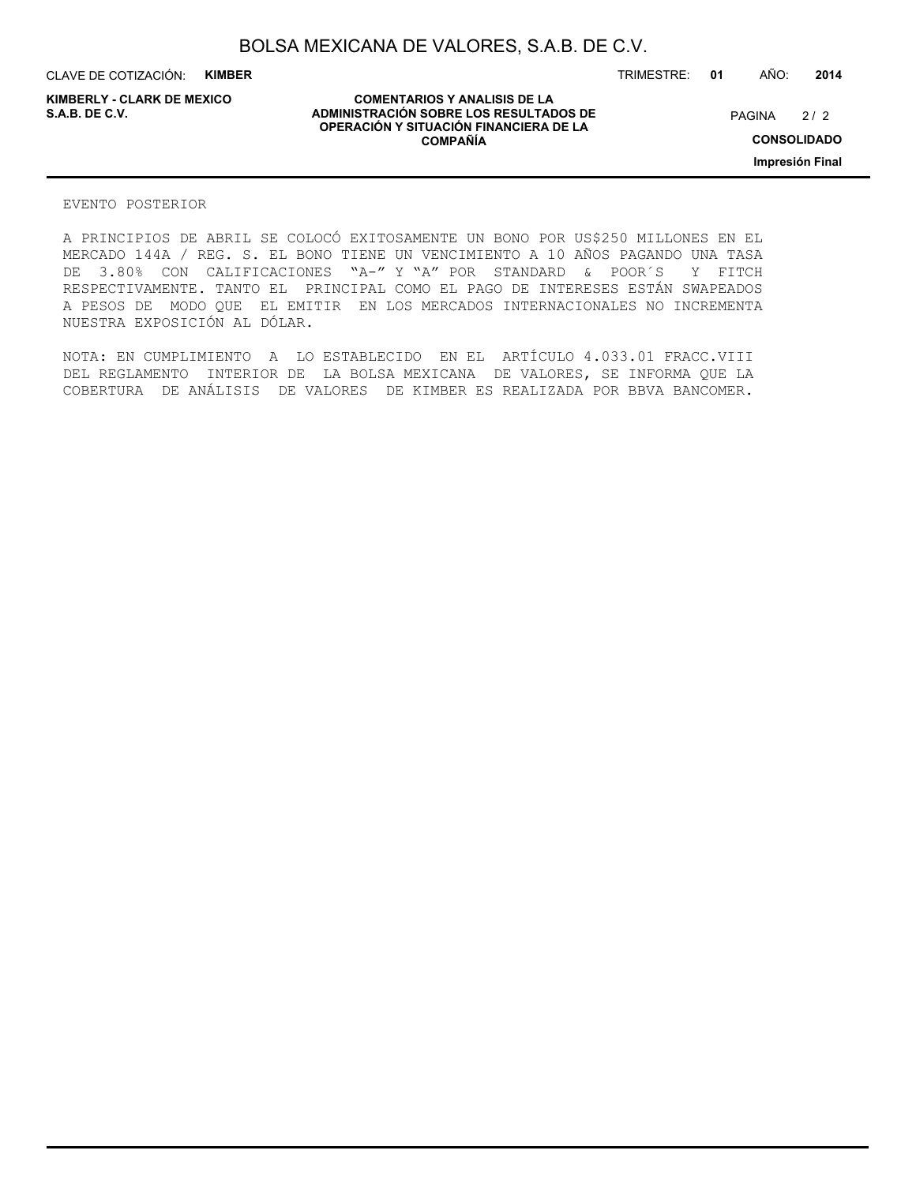## EVENTO POSTERIOR

A PRINCIPIOS DE ABRIL SE COLOCÓ EXITOSAMENTE UN BONO POR US$250 MILLONES EN EL MERCADO 144A / REG. S. EL BONO TIENE UN VENCIMIENTO A 10 AÑOS PAGANDO UNA TASA DE 3.80% CON CALIFICACIONES "A-" Y "A" POR STANDARD & POOR´S Y FITCH RESPECTIVAMENTE. TANTO EL PRINCIPAL COMO EL PAGO DE INTERESES ESTÁN SWAPEADOS A PESOS DE MODO QUE EL EMITIR EN LOS MERCADOS INTERNACIONALES NO INCREMENTA NUESTRA EXPOSICIÓN AL DÓLAR.

NOTA: EN CUMPLIMIENTO A LO ESTABLECIDO EN EL ARTÍCULO 4.033.01 FRACC.VIII DEL REGLAMENTO INTERIOR DE LA BOLSA MEXICANA DE VALORES, SE INFORMA QUE LA COBERTURA DE ANÁLISIS DE VALORES DE KIMBER ES REALIZADA POR BBVA BANCOMER.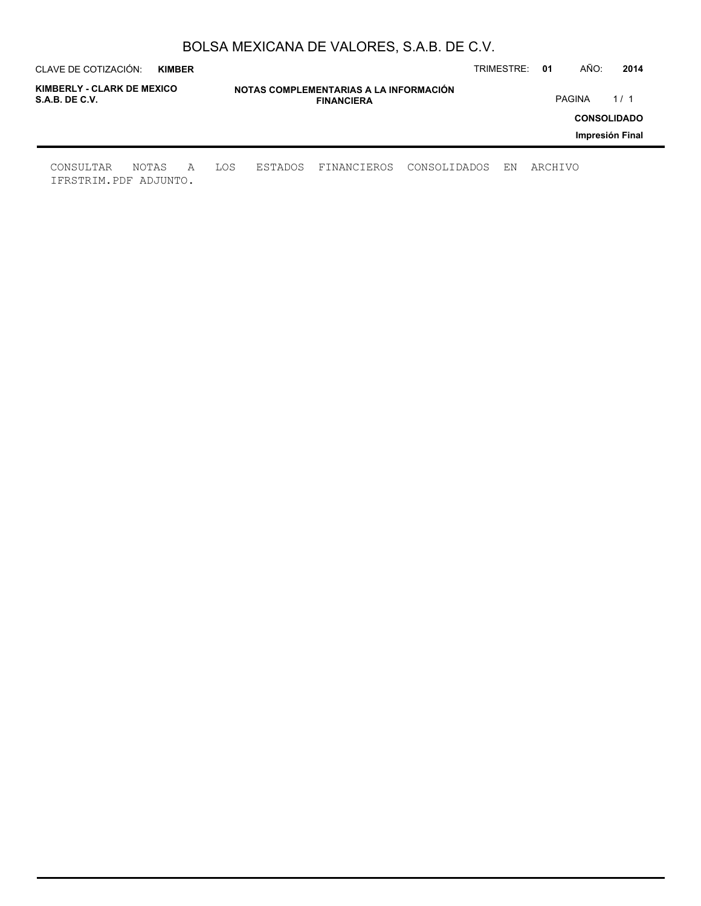CONSULTAR NOTAS A LOS ESTADOS FINANCIEROS CONSOLIDADOS EN ARCHIVO IFRSTRIM.PDF ADJUNTO.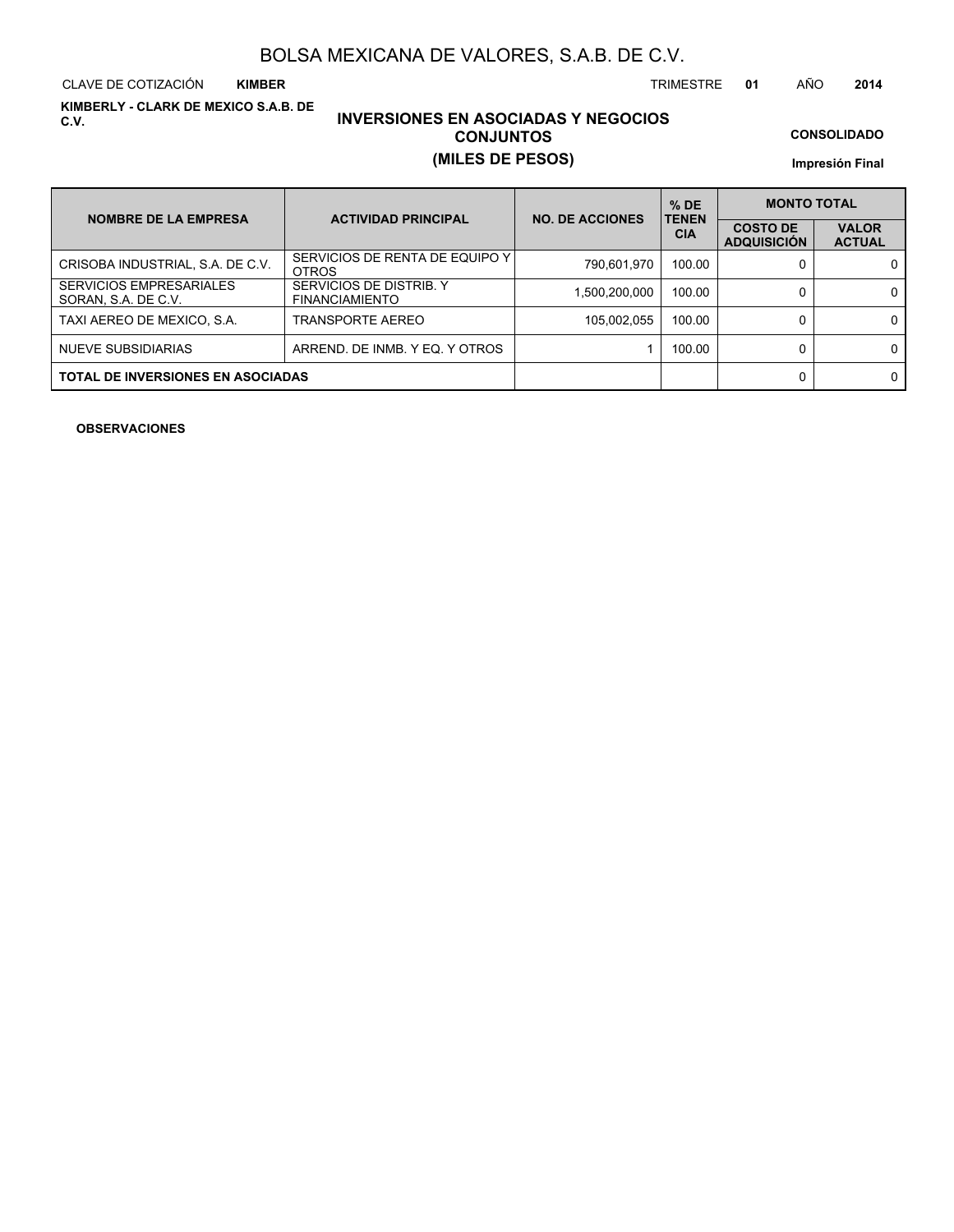# BOLSA MEXICANA DE VALORES, S.A.B. DE C.V.

CLAVE DE COTIZACIÓN **KIMBER** TRIMESTRE **01** AÑO **2014**

**KIMBERLY - CLARK DE MEXICO S.A.B. DE C.V.**

## INVERSIONES EN ASOCIADAS Y NEGOCIOS CONJUNTOS
## (MILES DE PESOS)

**CONSOLIDADO**

**Impresión Final**

| NOMBRE DE LA EMPRESA | ACTIVIDAD PRINCIPAL | NO. DE ACCIONES | % DE TENENCIA | MONTO TOTAL | |
|---|---|---|---|---|---|
| | | | | COSTO DE ADQUISICIÓN | VALOR ACTUAL |
| CRISOBA INDUSTRIAL, S.A. DE C.V. | SERVICIOS DE RENTA DE EQUIPO Y OTROS | 790,601,970 | 100.00 | 0 | 0 |
| SERVICIOS EMPRESARIALES SORAN, S.A. DE C.V. | SERVICIOS DE DISTRIB. Y FINANCIAMIENTO | 1,500,200,000 | 100.00 | 0 | 0 |
| TAXI AEREO DE MEXICO, S.A. | TRANSPORTE AEREO | 105,002,055 | 100.00 | 0 | 0 |
| NUEVE SUBSIDIARIAS | ARREND. DE INMB. Y EQ. Y OTROS | 1 | 100.00 | 0 | 0 |
| **TOTAL DE INVERSIONES EN ASOCIADAS** | | | | 0 | 0 |

**OBSERVACIONES**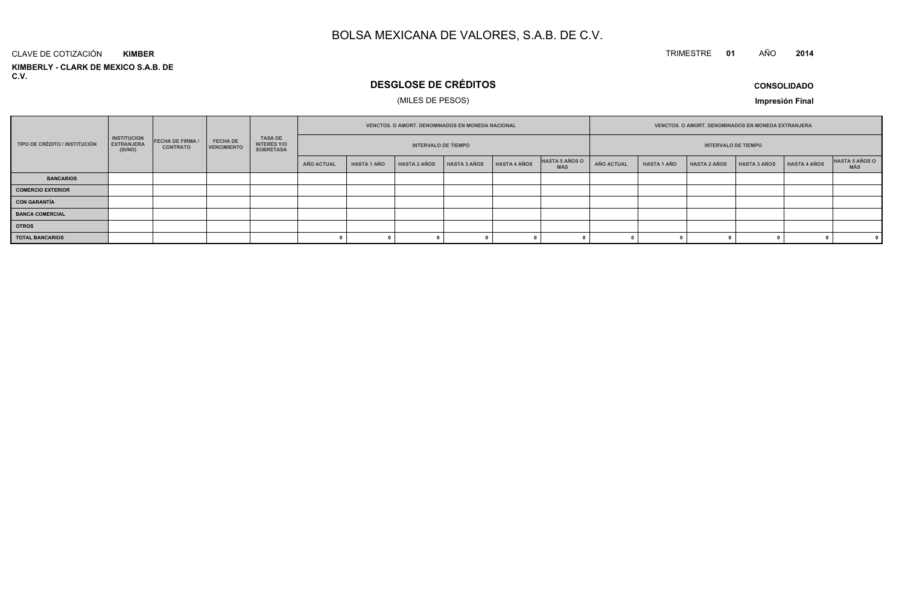# BOLSA MEXICANA DE VALORES, S.A.B. DE C.V.

CLAVE DE COTIZACIÓN **KIMBER**

TRIMESTRE **01** AÑO **2014**

**KIMBERLY - CLARK DE MEXICO S.A.B. DE C.V.**

## DESGLOSE DE CRÉDITOS

(MILES DE PESOS)

**CONSOLIDADO**

**Impresión Final**

| TIPO DE CRÉDITO / INSTITUCIÓN | INSTITUCION EXTRANJERA (SI/NO) | FECHA DE FIRMA / CONTRATO | FECHA DE VENCIMIENTO | TASA DE INTERÉS Y/O SOBRETASA | VENCTOS. O AMORT. DENOMINADOS EN MONEDA NACIONAL | | | | | | VENCTOS. O AMORT. DENOMINADOS EN MONEDA EXTRANJERA | | | | | |
|---|---|---|---|---|---|---|---|---|---|---|---|---|---|---|---|---|
| | | | | | INTERVALO DE TIEMPO | | | | | | INTERVALO DE TIEMPO | | | | | |
| | | | | | AÑO ACTUAL | HASTA 1 AÑO | HASTA 2 AÑOS | HASTA 3 AÑOS | HASTA 4 AÑOS | HASTA 5 AÑOS O MÁS | AÑO ACTUAL | HASTA 1 AÑO | HASTA 2 AÑOS | HASTA 3 AÑOS | HASTA 4 AÑOS | HASTA 5 AÑOS O MÁS |
| **BANCARIOS** | | | | | | | | | | | | | | | | |
| **COMERCIO EXTERIOR** | | | | | | | | | | | | | | | | |
| **CON GARANTÍA** | | | | | | | | | | | | | | | | |
| **BANCA COMERCIAL** | | | | | | | | | | | | | | | | |
| **OTROS** | | | | | | | | | | | | | | | | |
| **TOTAL BANCARIOS** | | | | | 0 | 0 | 0 | 0 | 0 | 0 | 0 | 0 | 0 | 0 | 0 | 0 |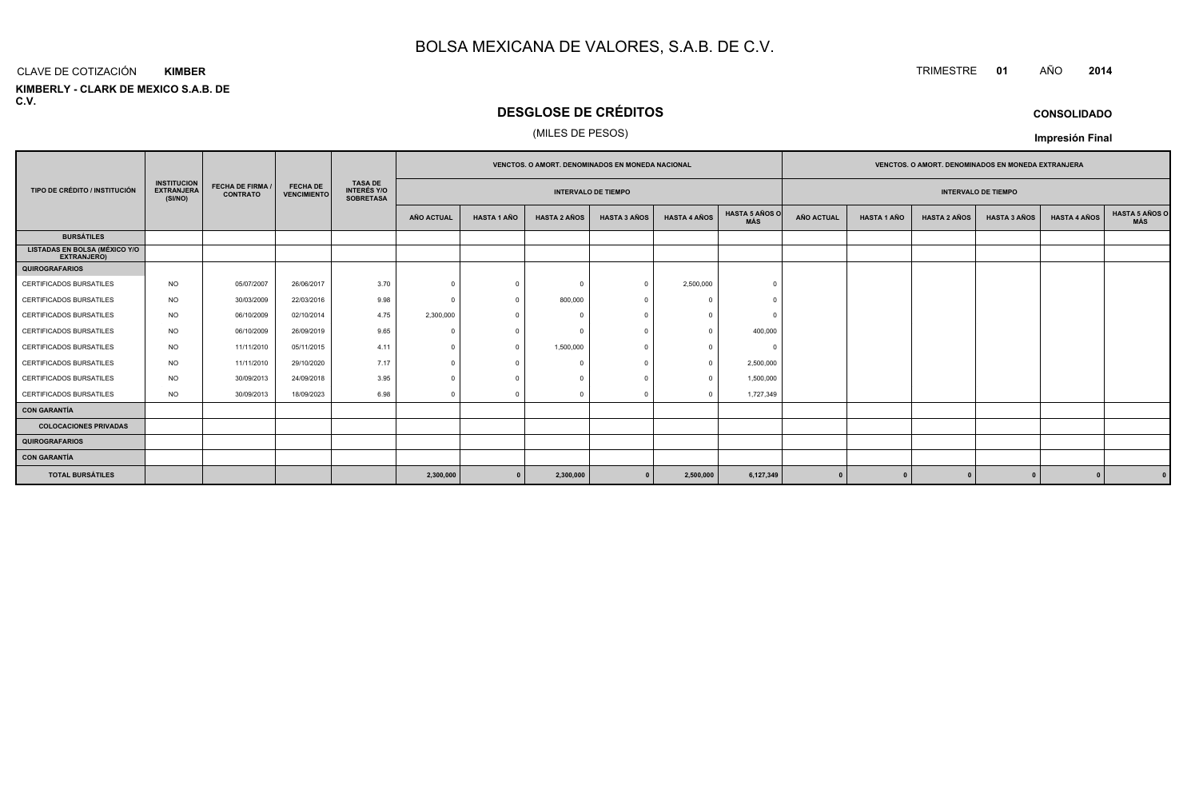# BOLSA MEXICANA DE VALORES, S.A.B. DE C.V.

CLAVE DE COTIZACIÓN **KIMBER**

TRIMESTRE **01** AÑO **2014**

**KIMBERLY - CLARK DE MEXICO S.A.B. DE C.V.**

## DESGLOSE DE CRÉDITOS

(MILES DE PESOS)

**CONSOLIDADO**

**Impresión Final**

| TIPO DE CRÉDITO / INSTITUCIÓN | INSTITUCION EXTRANJERA (SI/NO) | FECHA DE FIRMA / CONTRATO | FECHA DE VENCIMIENTO | TASA DE INTERÉS Y/O SOBRETASA | VENCTOS. O AMORT. DENOMINADOS EN MONEDA NACIONAL | | | | | | VENCTOS. O AMORT. DENOMINADOS EN MONEDA EXTRANJERA | | | | | |
|---|---|---|---|---|---|---|---|---|---|---|---|---|---|---|---|---|
| | | | | | INTERVALO DE TIEMPO | | | | | | INTERVALO DE TIEMPO | | | | | |
| | | | | | AÑO ACTUAL | HASTA 1 AÑO | HASTA 2 AÑOS | HASTA 3 AÑOS | HASTA 4 AÑOS | HASTA 5 AÑOS O MÁS | AÑO ACTUAL | HASTA 1 AÑO | HASTA 2 AÑOS | HASTA 3 AÑOS | HASTA 4 AÑOS | HASTA 5 AÑOS O MÁS |
| **BURSÁTILES** | | | | | | | | | | | | | | | | |
| **LISTADAS EN BOLSA (MÉXICO Y/O EXTRANJERO)** | | | | | | | | | | | | | | | | |
| **QUIROGRAFARIOS** | | | | | | | | | | | | | | | | |
| CERTIFICADOS BURSATILES | NO | 05/07/2007 | 26/06/2017 | 3.70 | 0 | 0 | 0 | 0 | 2,500,000 | 0 | | | | | | |
| CERTIFICADOS BURSATILES | NO | 30/03/2009 | 22/03/2016 | 9.98 | 0 | 0 | 800,000 | 0 | 0 | 0 | | | | | | |
| CERTIFICADOS BURSATILES | NO | 06/10/2009 | 02/10/2014 | 4.75 | 2,300,000 | 0 | 0 | 0 | 0 | 0 | | | | | | |
| CERTIFICADOS BURSATILES | NO | 06/10/2009 | 26/09/2019 | 9.65 | 0 | 0 | 0 | 0 | 0 | 400,000 | | | | | | |
| CERTIFICADOS BURSATILES | NO | 11/11/2010 | 05/11/2015 | 4.11 | 0 | 0 | 1,500,000 | 0 | 0 | 0 | | | | | | |
| CERTIFICADOS BURSATILES | NO | 11/11/2010 | 29/10/2020 | 7.17 | 0 | 0 | 0 | 0 | 0 | 2,500,000 | | | | | | |
| CERTIFICADOS BURSATILES | NO | 30/09/2013 | 24/09/2018 | 3.95 | 0 | 0 | 0 | 0 | 0 | 1,500,000 | | | | | | |
| CERTIFICADOS BURSATILES | NO | 30/09/2013 | 18/09/2023 | 6.98 | 0 | 0 | 0 | 0 | 0 | 1,727,349 | | | | | | |
| **CON GARANTÍA** | | | | | | | | | | | | | | | | |
| **COLOCACIONES PRIVADAS** | | | | | | | | | | | | | | | | |
| **QUIROGRAFARIOS** | | | | | | | | | | | | | | | | |
| **CON GARANTÍA** | | | | | | | | | | | | | | | | |
| **TOTAL BURSÁTILES** | | | | | **2,300,000** | **0** | **2,300,000** | **0** | **2,500,000** | **6,127,349** | **0** | **0** | **0** | **0** | **0** | **0** |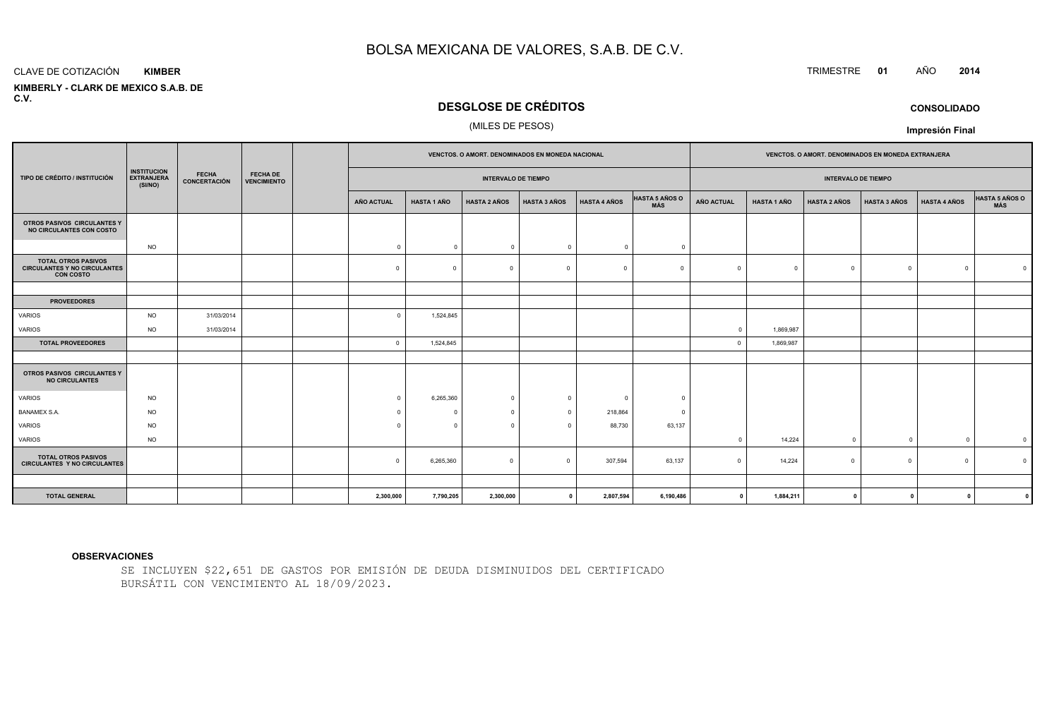# BOLSA MEXICANA DE VALORES, S.A.B. DE C.V.

CLAVE DE COTIZACIÓN **KIMBER**

TRIMESTRE **01** AÑO **2014**

**KIMBERLY - CLARK DE MEXICO S.A.B. DE C.V.**

## DESGLOSE DE CRÉDITOS

(MILES DE PESOS)

**CONSOLIDADO**

**Impresión Final**

| TIPO DE CRÉDITO / INSTITUCIÓN | INSTITUCION EXTRANJERA (SI/NO) | FECHA CONCERTACIÓN | FECHA DE VENCIMIENTO | | VENCTOS. O AMORT. DENOMINADOS EN MONEDA NACIONAL | | | | | | VENCTOS. O AMORT. DENOMINADOS EN MONEDA EXTRANJERA | | | | | |
|---|---|---|---|---|---|---|---|---|---|---|---|---|---|---|---|---|
| | | | | | INTERVALO DE TIEMPO | | | | | | INTERVALO DE TIEMPO | | | | | |
| | | | | | AÑO ACTUAL | HASTA 1 AÑO | HASTA 2 AÑOS | HASTA 3 AÑOS | HASTA 4 AÑOS | HASTA 5 AÑOS O MÁS | AÑO ACTUAL | HASTA 1 AÑO | HASTA 2 AÑOS | HASTA 3 AÑOS | HASTA 4 AÑOS | HASTA 5 AÑOS O MÁS |
| **OTROS PASIVOS CIRCULANTES Y NO CIRCULANTES CON COSTO** | | | | | | | | | | | | | | | | |
| | NO | | | | 0 | 0 | 0 | 0 | 0 | 0 | | | | | | |
| **TOTAL OTROS PASIVOS CIRCULANTES Y NO CIRCULANTES CON COSTO** | | | | | 0 | 0 | 0 | 0 | 0 | 0 | 0 | 0 | 0 | 0 | 0 | 0 |
| | | | | | | | | | | | | | | | | |
| **PROVEEDORES** | | | | | | | | | | | | | | | | |
| VARIOS | NO | 31/03/2014 | | | 0 | 1,524,845 | | | | | | | | | | |
| VARIOS | NO | 31/03/2014 | | | | | | | | | 0 | 1,869,987 | | | | |
| **TOTAL PROVEEDORES** | | | | | 0 | 1,524,845 | | | | | 0 | 1,869,987 | | | | |
| | | | | | | | | | | | | | | | | |
| **OTROS PASIVOS CIRCULANTES Y NO CIRCULANTES** | | | | | | | | | | | | | | | | |
| VARIOS | NO | | | | 0 | 6,265,360 | 0 | 0 | 0 | 0 | | | | | | |
| BANAMEX S.A. | NO | | | | 0 | 0 | 0 | 0 | 218,864 | 0 | | | | | | |
| VARIOS | NO | | | | 0 | 0 | 0 | 0 | 88,730 | 63,137 | | | | | | |
| VARIOS | NO | | | | | | | | | | 0 | 14,224 | 0 | 0 | 0 | 0 |
| **TOTAL OTROS PASIVOS CIRCULANTES Y NO CIRCULANTES** | | | | | 0 | 6,265,360 | 0 | 0 | 307,594 | 63,137 | 0 | 14,224 | 0 | 0 | 0 | 0 |
| | | | | | | | | | | | | | | | | |
| **TOTAL GENERAL** | | | | | **2,300,000** | **7,790,205** | **2,300,000** | **0** | **2,807,594** | **6,190,486** | **0** | **1,884,211** | **0** | **0** | **0** | **0** |

**OBSERVACIONES**

SE INCLUYEN $22,651 DE GASTOS POR EMISIÓN DE DEUDA DISMINUIDOS DEL CERTIFICADO BURSÁTIL CON VENCIMIENTO AL 18/09/2023.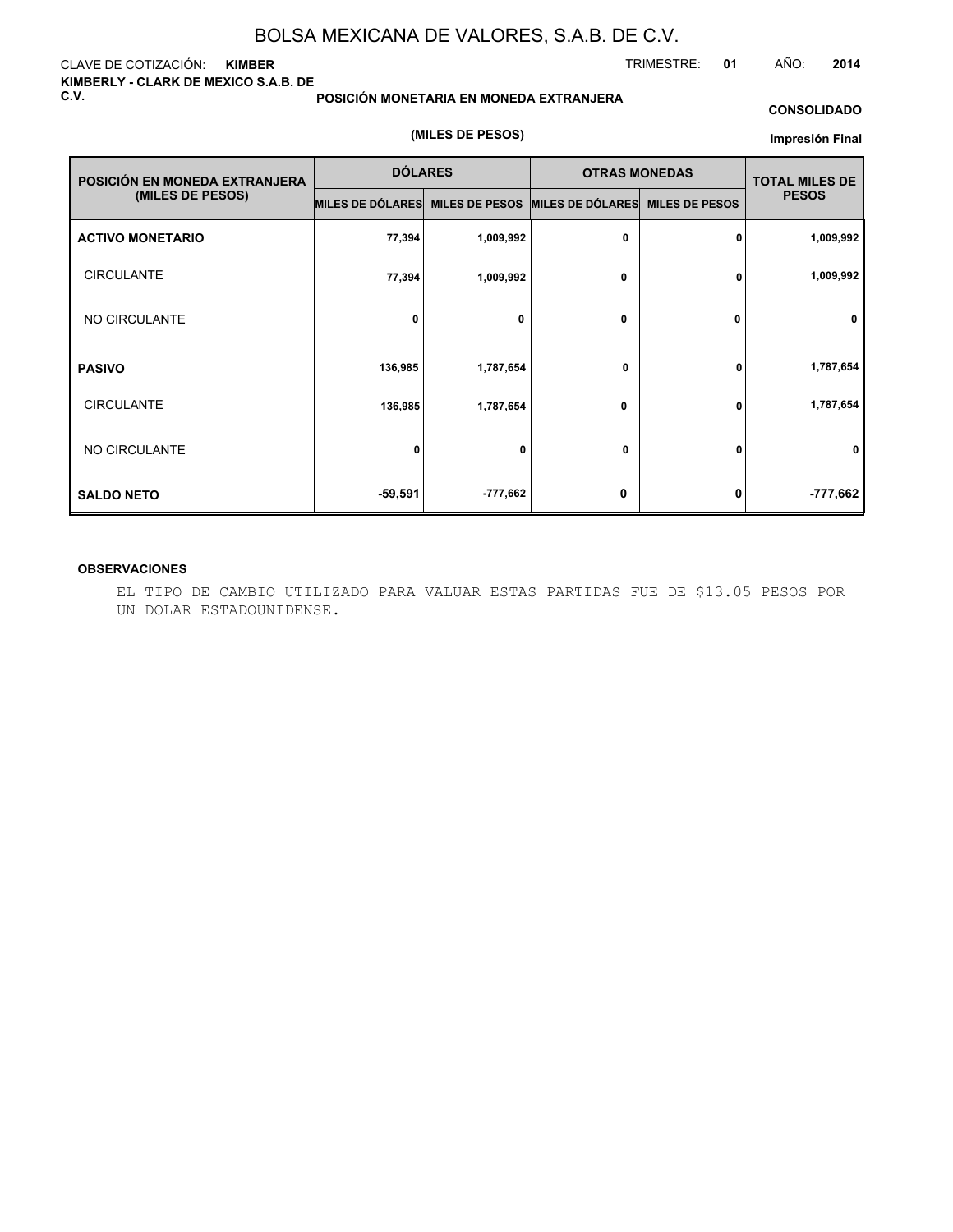# BOLSA MEXICANA DE VALORES, S.A.B. DE C.V.

CLAVE DE COTIZACIÓN: **KIMBER**

TRIMESTRE: **01** AÑO: **2014**

**KIMBERLY - CLARK DE MEXICO S.A.B. DE C.V.**

**POSICIÓN MONETARIA EN MONEDA EXTRANJERA**

**CONSOLIDADO**

**(MILES DE PESOS)**

**Impresión Final**

| POSICIÓN EN MONEDA EXTRANJERA (MILES DE PESOS) | DÓLARES | | OTRAS MONEDAS | | TOTAL MILES DE PESOS |
|---|---|---|---|---|---|
| | MILES DE DÓLARES | MILES DE PESOS | MILES DE DÓLARES | MILES DE PESOS | |
| **ACTIVO MONETARIO** | 77,394 | 1,009,992 | 0 | 0 | 1,009,992 |
| CIRCULANTE | 77,394 | 1,009,992 | 0 | 0 | 1,009,992 |
| NO CIRCULANTE | 0 | 0 | 0 | 0 | 0 |
| **PASIVO** | 136,985 | 1,787,654 | 0 | 0 | 1,787,654 |
| CIRCULANTE | 136,985 | 1,787,654 | 0 | 0 | 1,787,654 |
| NO CIRCULANTE | 0 | 0 | 0 | 0 | 0 |
| **SALDO NETO** | -59,591 | -777,662 | 0 | 0 | -777,662 |

**OBSERVACIONES**

EL TIPO DE CAMBIO UTILIZADO PARA VALUAR ESTAS PARTIDAS FUE DE $13.05 PESOS POR UN DOLAR ESTADOUNIDENSE.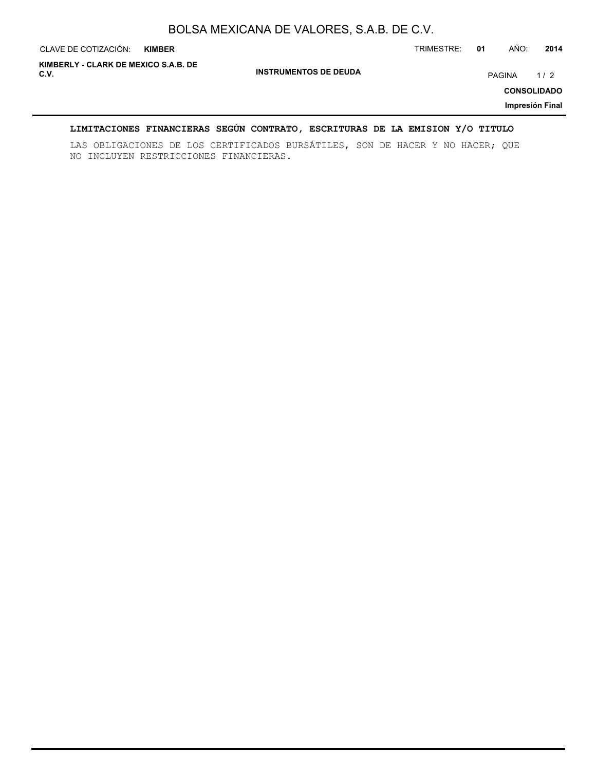## LIMITACIONES FINANCIERAS SEGÚN CONTRATO, ESCRITURAS DE LA EMISION Y/O TITULO

LAS OBLIGACIONES DE LOS CERTIFICADOS BURSÁTILES, SON DE HACER Y NO HACER; QUE NO INCLUYEN RESTRICCIONES FINANCIERAS.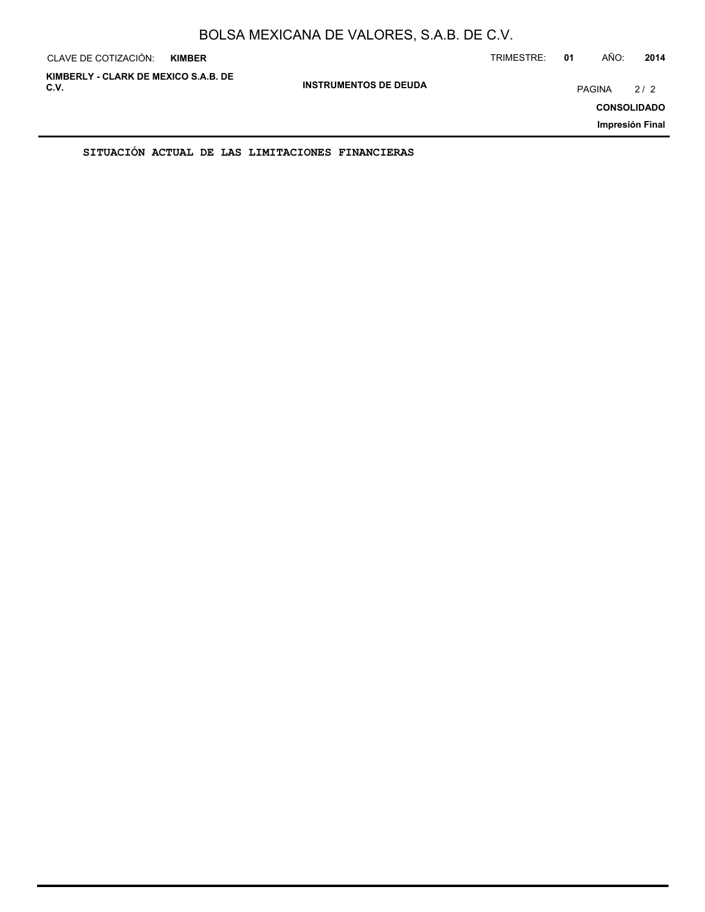**SITUACIÓN ACTUAL DE LAS LIMITACIONES FINANCIERAS**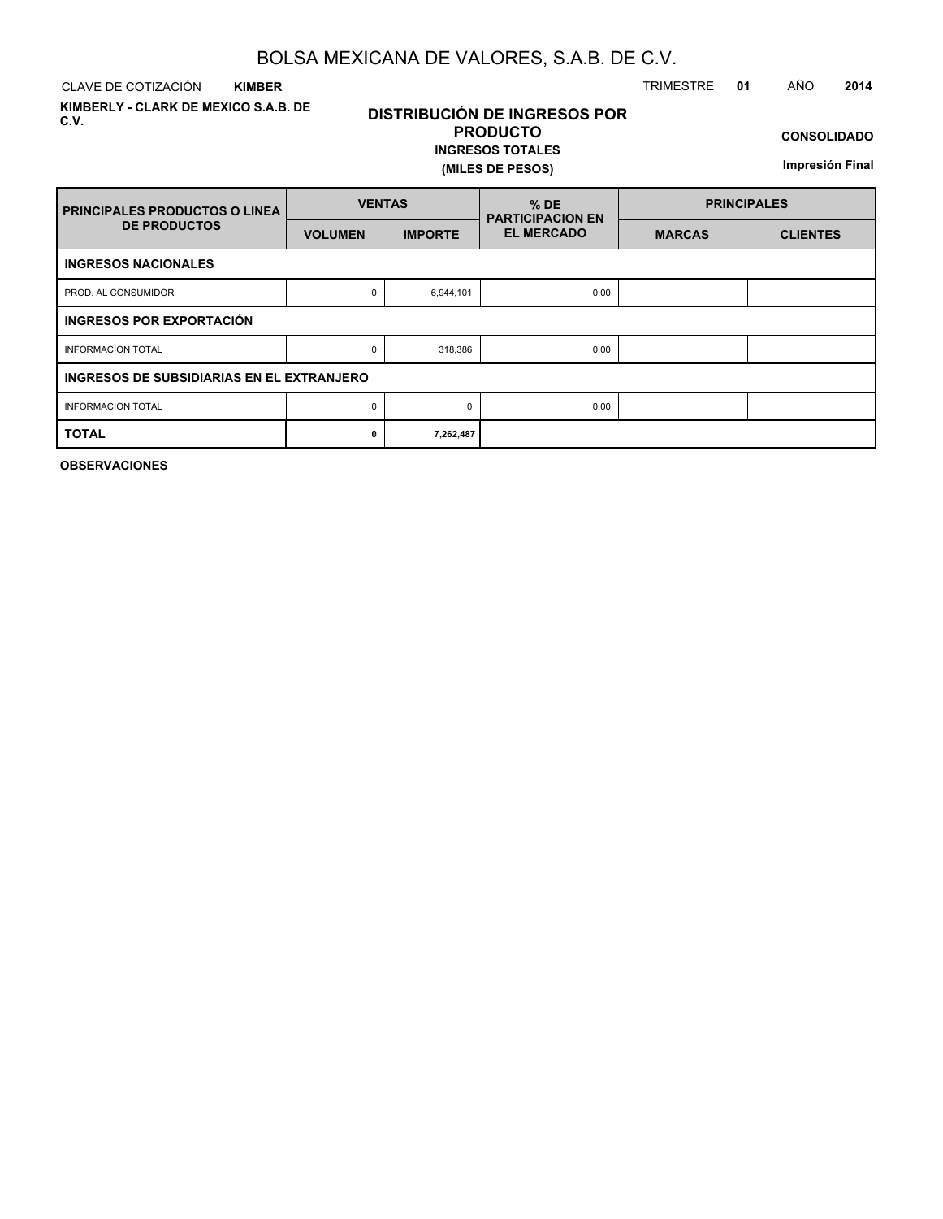# BOLSA MEXICANA DE VALORES, S.A.B. DE C.V.

CLAVE DE COTIZACIÓN **KIMBER** TRIMESTRE **01** AÑO **2014**

**KIMBERLY - CLARK DE MEXICO S.A.B. DE C.V.**

## DISTRIBUCIÓN DE INGRESOS POR PRODUCTO

**INGRESOS TOTALES**

**(MILES DE PESOS)**

**CONSOLIDADO**

**Impresión Final**

| PRINCIPALES PRODUCTOS O LINEA DE PRODUCTOS | VENTAS | | % DE PARTICIPACION EN EL MERCADO | PRINCIPALES | |
|---|---|---|---|---|---|
| | VOLUMEN | IMPORTE | | MARCAS | CLIENTES |
| **INGRESOS NACIONALES** | | | | | |
| PROD. AL CONSUMIDOR | 0 | 6,944,101 | 0.00 | | |
| **INGRESOS POR EXPORTACIÓN** | | | | | |
| INFORMACION TOTAL | 0 | 318,386 | 0.00 | | |
| **INGRESOS DE SUBSIDIARIAS EN EL EXTRANJERO** | | | | | |
| INFORMACION TOTAL | 0 | 0 | 0.00 | | |
| **TOTAL** | **0** | **7,262,487** | | | |

**OBSERVACIONES**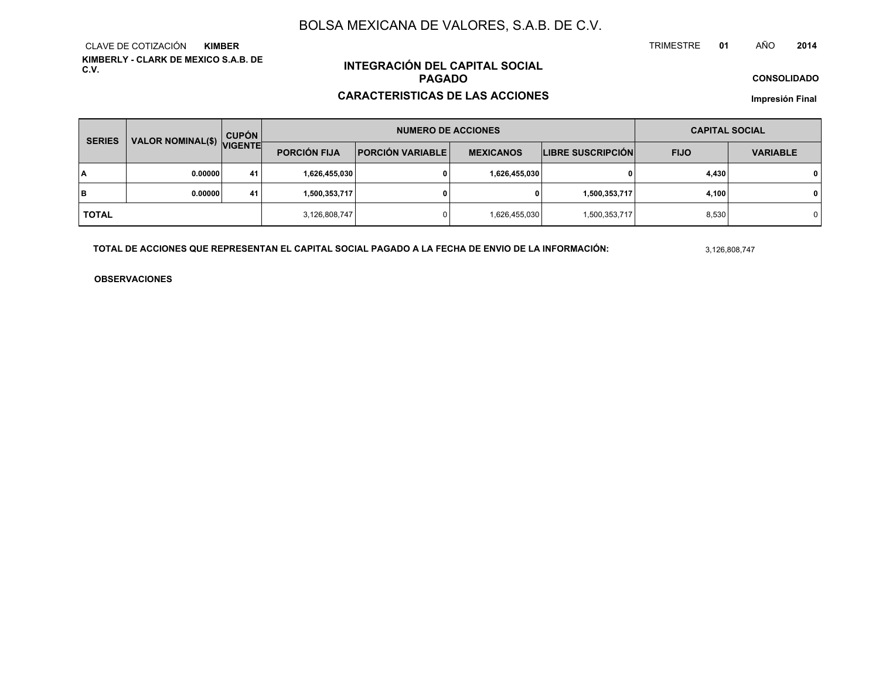# BOLSA MEXICANA DE VALORES, S.A.B. DE C.V.

CLAVE DE COTIZACIÓN **KIMBER**

TRIMESTRE **01** AÑO **2014**

**KIMBERLY - CLARK DE MEXICO S.A.B. DE C.V.**

## INTEGRACIÓN DEL CAPITAL SOCIAL PAGADO

## CARACTERISTICAS DE LAS ACCIONES

**CONSOLIDADO**

**Impresión Final**

| SERIES | VALOR NOMINAL($) | CUPÓN VIGENTE | NUMERO DE ACCIONES | | | | CAPITAL SOCIAL | |
|---|---|---|---|---|---|---|---|---|
| | | | PORCIÓN FIJA | PORCIÓN VARIABLE | MEXICANOS | LIBRE SUSCRIPCIÓN | FIJO | VARIABLE |
| **A** | **0.00000** | **41** | **1,626,455,030** | **0** | **1,626,455,030** | **0** | **4,430** | **0** |
| **B** | **0.00000** | **41** | **1,500,353,717** | **0** | **0** | **1,500,353,717** | **4,100** | **0** |
| **TOTAL** | | | 3,126,808,747 | 0 | 1,626,455,030 | 1,500,353,717 | 8,530 | 0 |

**TOTAL DE ACCIONES QUE REPRESENTAN EL CAPITAL SOCIAL PAGADO A LA FECHA DE ENVIO DE LA INFORMACIÓN:** 3,126,808,747

**OBSERVACIONES**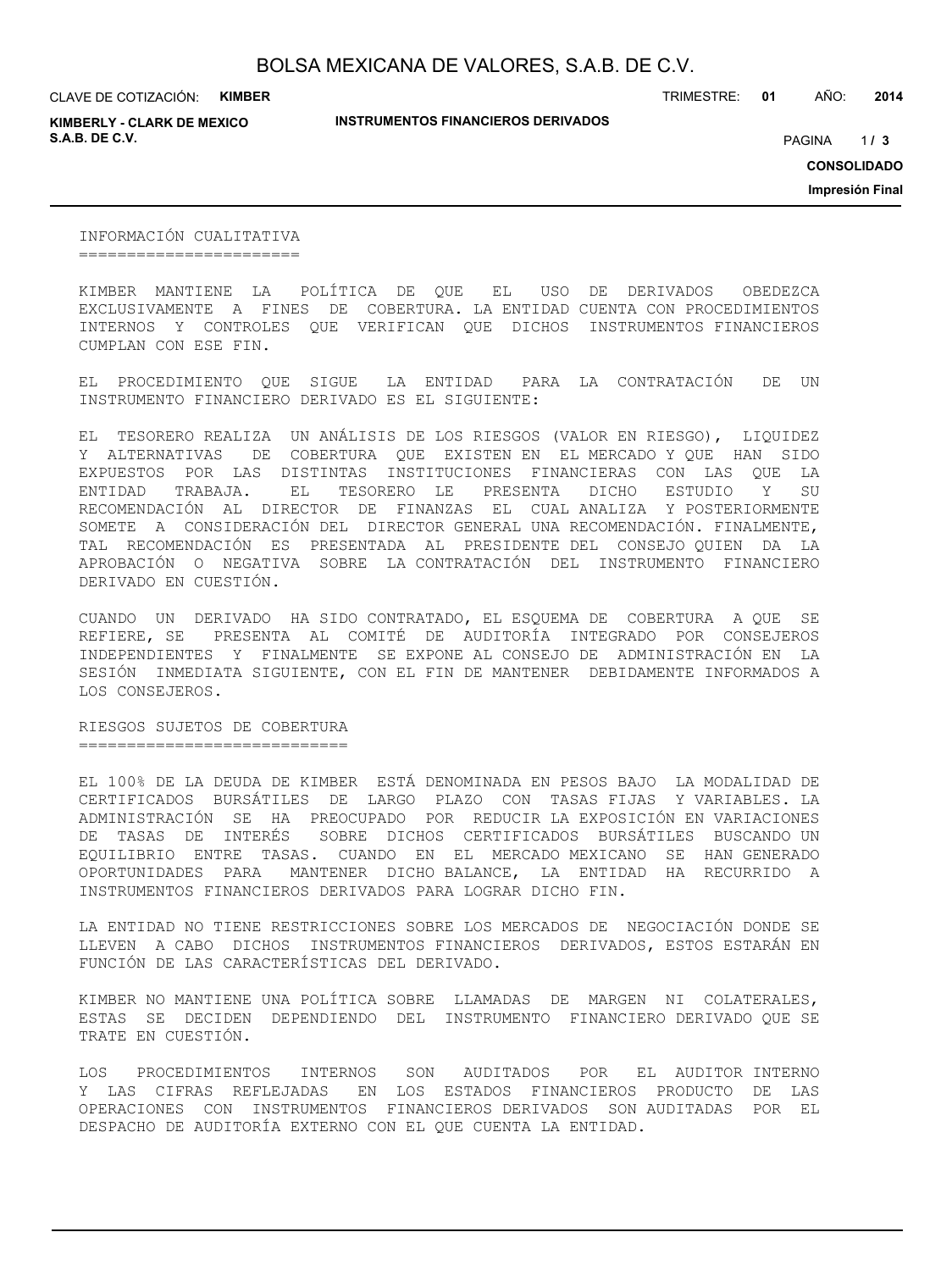## INFORMACIÓN CUALITATIVA

KIMBER MANTIENE LA POLÍTICA DE QUE EL USO DE DERIVADOS OBEDEZCA EXCLUSIVAMENTE A FINES DE COBERTURA. LA ENTIDAD CUENTA CON PROCEDIMIENTOS INTERNOS Y CONTROLES QUE VERIFICAN QUE DICHOS INSTRUMENTOS FINANCIEROS CUMPLAN CON ESE FIN.

EL PROCEDIMIENTO QUE SIGUE LA ENTIDAD PARA LA CONTRATACIÓN DE UN INSTRUMENTO FINANCIERO DERIVADO ES EL SIGUIENTE:

EL TESORERO REALIZA UN ANÁLISIS DE LOS RIESGOS (VALOR EN RIESGO), LIQUIDEZ Y ALTERNATIVAS DE COBERTURA QUE EXISTEN EN EL MERCADO Y QUE HAN SIDO EXPUESTOS POR LAS DISTINTAS INSTITUCIONES FINANCIERAS CON LAS QUE LA ENTIDAD TRABAJA. EL TESORERO LE PRESENTA DICHO ESTUDIO Y SU RECOMENDACIÓN AL DIRECTOR DE FINANZAS EL CUAL ANALIZA Y POSTERIORMENTE SOMETE A CONSIDERACIÓN DEL DIRECTOR GENERAL UNA RECOMENDACIÓN. FINALMENTE, TAL RECOMENDACIÓN ES PRESENTADA AL PRESIDENTE DEL CONSEJO QUIEN DA LA APROBACIÓN O NEGATIVA SOBRE LA CONTRATACIÓN DEL INSTRUMENTO FINANCIERO DERIVADO EN CUESTIÓN.

CUANDO UN DERIVADO HA SIDO CONTRATADO, EL ESQUEMA DE COBERTURA A QUE SE REFIERE, SE PRESENTA AL COMITÉ DE AUDITORÍA INTEGRADO POR CONSEJEROS INDEPENDIENTES Y FINALMENTE SE EXPONE AL CONSEJO DE ADMINISTRACIÓN EN LA SESIÓN INMEDIATA SIGUIENTE, CON EL FIN DE MANTENER DEBIDAMENTE INFORMADOS A LOS CONSEJEROS.

## RIESGOS SUJETOS DE COBERTURA

EL 100% DE LA DEUDA DE KIMBER ESTÁ DENOMINADA EN PESOS BAJO LA MODALIDAD DE CERTIFICADOS BURSÁTILES DE LARGO PLAZO CON TASAS FIJAS Y VARIABLES. LA ADMINISTRACIÓN SE HA PREOCUPADO POR REDUCIR LA EXPOSICIÓN EN VARIACIONES DE TASAS DE INTERÉS SOBRE DICHOS CERTIFICADOS BURSÁTILES BUSCANDO UN EQUILIBRIO ENTRE TASAS. CUANDO EN EL MERCADO MEXICANO SE HAN GENERADO OPORTUNIDADES PARA MANTENER DICHO BALANCE, LA ENTIDAD HA RECURRIDO A INSTRUMENTOS FINANCIEROS DERIVADOS PARA LOGRAR DICHO FIN.

LA ENTIDAD NO TIENE RESTRICCIONES SOBRE LOS MERCADOS DE NEGOCIACIÓN DONDE SE LLEVEN A CABO DICHOS INSTRUMENTOS FINANCIEROS DERIVADOS, ESTOS ESTARÁN EN FUNCIÓN DE LAS CARACTERÍSTICAS DEL DERIVADO.

KIMBER NO MANTIENE UNA POLÍTICA SOBRE LLAMADAS DE MARGEN NI COLATERALES, ESTAS SE DECIDEN DEPENDIENDO DEL INSTRUMENTO FINANCIERO DERIVADO QUE SE TRATE EN CUESTIÓN.

LOS PROCEDIMIENTOS INTERNOS SON AUDITADOS POR EL AUDITOR INTERNO Y LAS CIFRAS REFLEJADAS EN LOS ESTADOS FINANCIEROS PRODUCTO DE LAS OPERACIONES CON INSTRUMENTOS FINANCIEROS DERIVADOS SON AUDITADAS POR EL DESPACHO DE AUDITORÍA EXTERNO CON EL QUE CUENTA LA ENTIDAD.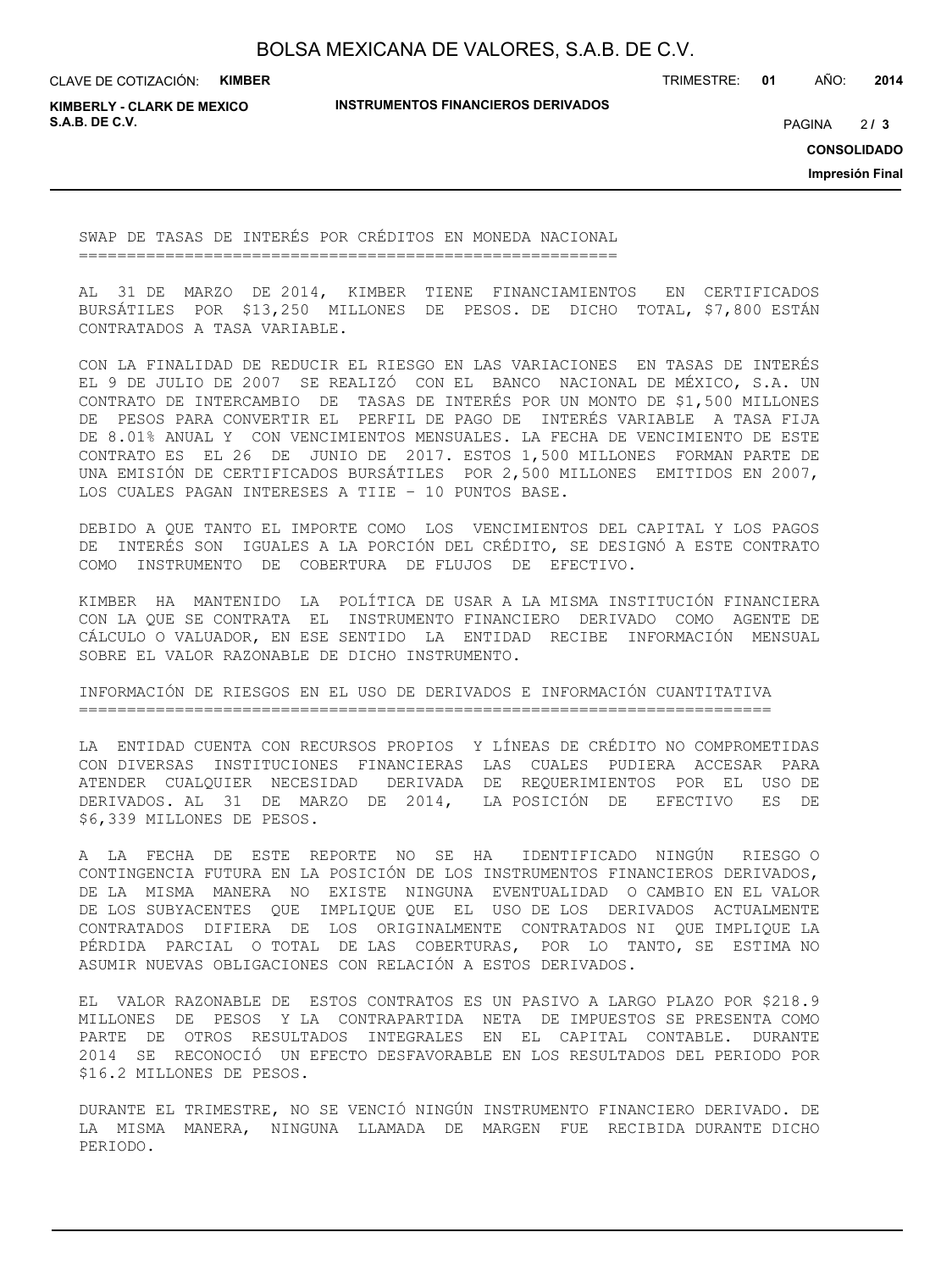## SWAP DE TASAS DE INTERÉS POR CRÉDITOS EN MONEDA NACIONAL

AL 31 DE MARZO DE 2014, KIMBER TIENE FINANCIAMIENTOS EN CERTIFICADOS BURSÁTILES POR $13,250 MILLONES DE PESOS. DE DICHO TOTAL, $7,800 ESTÁN CONTRATADOS A TASA VARIABLE.

CON LA FINALIDAD DE REDUCIR EL RIESGO EN LAS VARIACIONES EN TASAS DE INTERÉS EL 9 DE JULIO DE 2007 SE REALIZÓ CON EL BANCO NACIONAL DE MÉXICO, S.A. UN CONTRATO DE INTERCAMBIO DE TASAS DE INTERÉS POR UN MONTO DE $1,500 MILLONES DE PESOS PARA CONVERTIR EL PERFIL DE PAGO DE INTERÉS VARIABLE A TASA FIJA DE 8.01% ANUAL Y CON VENCIMIENTOS MENSUALES. LA FECHA DE VENCIMIENTO DE ESTE CONTRATO ES EL 26 DE JUNIO DE 2017. ESTOS 1,500 MILLONES FORMAN PARTE DE UNA EMISIÓN DE CERTIFICADOS BURSÁTILES POR 2,500 MILLONES EMITIDOS EN 2007, LOS CUALES PAGAN INTERESES A TIIE – 10 PUNTOS BASE.

DEBIDO A QUE TANTO EL IMPORTE COMO LOS VENCIMIENTOS DEL CAPITAL Y LOS PAGOS DE INTERÉS SON IGUALES A LA PORCIÓN DEL CRÉDITO, SE DESIGNÓ A ESTE CONTRATO COMO INSTRUMENTO DE COBERTURA DE FLUJOS DE EFECTIVO.

KIMBER HA MANTENIDO LA POLÍTICA DE USAR A LA MISMA INSTITUCIÓN FINANCIERA CON LA QUE SE CONTRATA EL INSTRUMENTO FINANCIERO DERIVADO COMO AGENTE DE CÁLCULO O VALUADOR, EN ESE SENTIDO LA ENTIDAD RECIBE INFORMACIÓN MENSUAL SOBRE EL VALOR RAZONABLE DE DICHO INSTRUMENTO.

## INFORMACIÓN DE RIESGOS EN EL USO DE DERIVADOS E INFORMACIÓN CUANTITATIVA

LA ENTIDAD CUENTA CON RECURSOS PROPIOS Y LÍNEAS DE CRÉDITO NO COMPROMETIDAS CON DIVERSAS INSTITUCIONES FINANCIERAS LAS CUALES PUDIERA ACCESAR PARA ATENDER CUALQUIER NECESIDAD DERIVADA DE REQUERIMIENTOS POR EL USO DE DERIVADOS. AL 31 DE MARZO DE 2014, LA POSICIÓN DE EFECTIVO ES DE $6,339 MILLONES DE PESOS.

A LA FECHA DE ESTE REPORTE NO SE HA IDENTIFICADO NINGÚN RIESGO O CONTINGENCIA FUTURA EN LA POSICIÓN DE LOS INSTRUMENTOS FINANCIEROS DERIVADOS, DE LA MISMA MANERA NO EXISTE NINGUNA EVENTUALIDAD O CAMBIO EN EL VALOR DE LOS SUBYACENTES QUE IMPLIQUE QUE EL USO DE LOS DERIVADOS ACTUALMENTE CONTRATADOS DIFIERA DE LOS ORIGINALMENTE CONTRATADOS NI QUE IMPLIQUE LA PÉRDIDA PARCIAL O TOTAL DE LAS COBERTURAS, POR LO TANTO, SE ESTIMA NO ASUMIR NUEVAS OBLIGACIONES CON RELACIÓN A ESTOS DERIVADOS.

EL VALOR RAZONABLE DE ESTOS CONTRATOS ES UN PASIVO A LARGO PLAZO POR $218.9 MILLONES DE PESOS Y LA CONTRAPARTIDA NETA DE IMPUESTOS SE PRESENTA COMO PARTE DE OTROS RESULTADOS INTEGRALES EN EL CAPITAL CONTABLE. DURANTE 2014 SE RECONOCIÓ UN EFECTO DESFAVORABLE EN LOS RESULTADOS DEL PERIODO POR $16.2 MILLONES DE PESOS.

DURANTE EL TRIMESTRE, NO SE VENCIÓ NINGÚN INSTRUMENTO FINANCIERO DERIVADO. DE LA MISMA MANERA, NINGUNA LLAMADA DE MARGEN FUE RECIBIDA DURANTE DICHO PERIODO.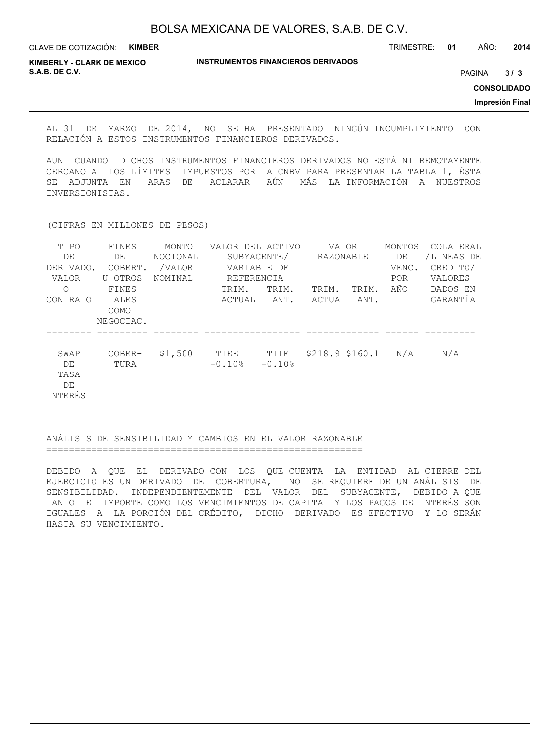AL 31 DE MARZO DE 2014, NO SE HA PRESENTADO NINGÚN INCUMPLIMIENTO CON RELACIÓN A ESTOS INSTRUMENTOS FINANCIEROS DERIVADOS.

AUN CUANDO DICHOS INSTRUMENTOS FINANCIEROS DERIVADOS NO ESTÁ NI REMOTAMENTE CERCANO A LOS LÍMITES IMPUESTOS POR LA CNBV PARA PRESENTAR LA TABLA 1, ÉSTA SE ADJUNTA EN ARAS DE ACLARAR AÚN MÁS LA INFORMACIÓN A NUESTROS INVERSIONISTAS.

(CIFRAS EN MILLONES DE PESOS)

| TIPO DE DERIVADO, VALOR O CONTRATO | FINES DE COBERT. U OTROS FINES TALES COMO NEGOCIAC. | MONTO NOCIONAL /VALOR NOMINAL | VALOR DEL ACTIVO SUBYACENTE/ VARIABLE DE REFERENCIA | | VALOR RAZONABLE | | MONTOS DE VENC. POR AÑO | COLATERAL /LINEAS DE CREDITO/ VALORES DADOS EN GARANTÍA |
|---|---|---|---|---|---|---|---|---|
| | | | TRIM. ACTUAL | TRIM. ANT. | TRIM. ACTUAL | TRIM. ANT. | | |
| SWAP DE TASA DE INTERÉS | COBERTURA | $1,500 | TIEE -0.10% | TIIE -0.10% | $218.9 | $160.1 | N/A | N/A |

## ANÁLISIS DE SENSIBILIDAD Y CAMBIOS EN EL VALOR RAZONABLE

DEBIDO A QUE EL DERIVADO CON LOS QUE CUENTA LA ENTIDAD AL CIERRE DEL EJERCICIO ES UN DERIVADO DE COBERTURA, NO SE REQUIERE DE UN ANÁLISIS DE SENSIBILIDAD. INDEPENDIENTEMENTE DEL VALOR DEL SUBYACENTE, DEBIDO A QUE TANTO EL IMPORTE COMO LOS VENCIMIENTOS DE CAPITAL Y LOS PAGOS DE INTERÉS SON IGUALES A LA PORCIÓN DEL CRÉDITO, DICHO DERIVADO ES EFECTIVO Y LO SERÁN HASTA SU VENCIMIENTO.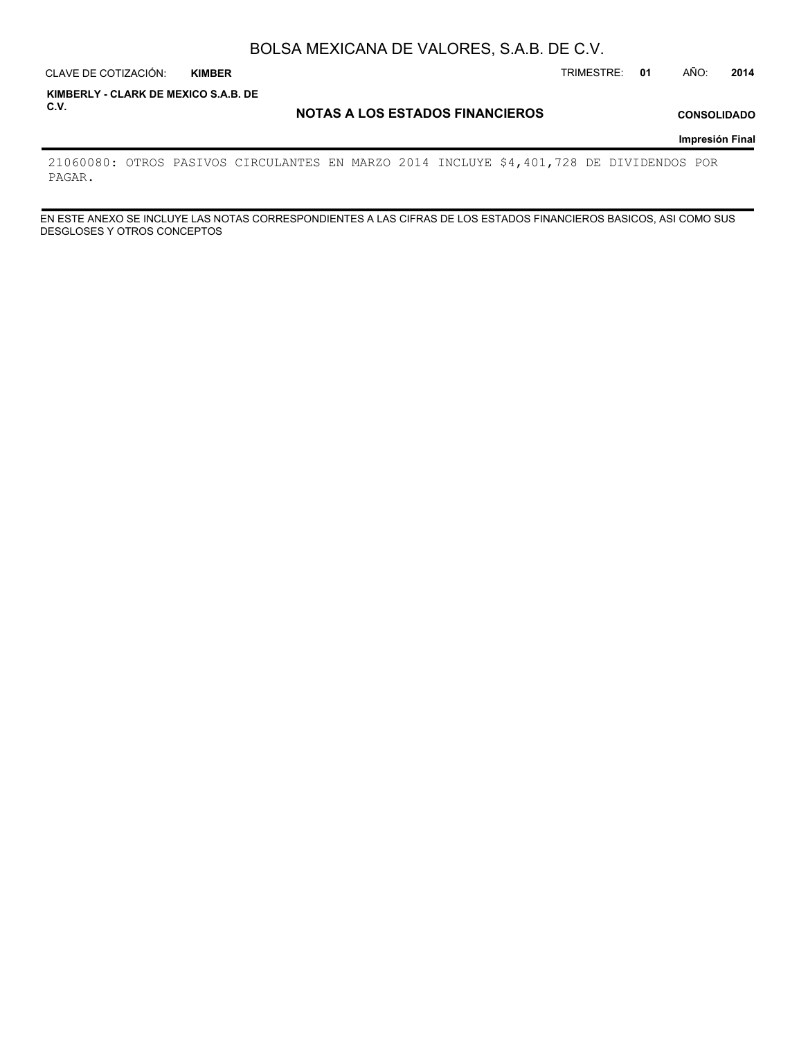# NOTAS A LOS ESTADOS FINANCIEROS

**CONSOLIDADO**

21060080: OTROS PASIVOS CIRCULANTES EN MARZO 2014 INCLUYE $4,401,728 DE DIVIDENDOS POR PAGAR.

EN ESTE ANEXO SE INCLUYE LAS NOTAS CORRESPONDIENTES A LAS CIFRAS DE LOS ESTADOS FINANCIEROS BASICOS, ASI COMO SUS DESGLOSES Y OTROS CONCEPTOS